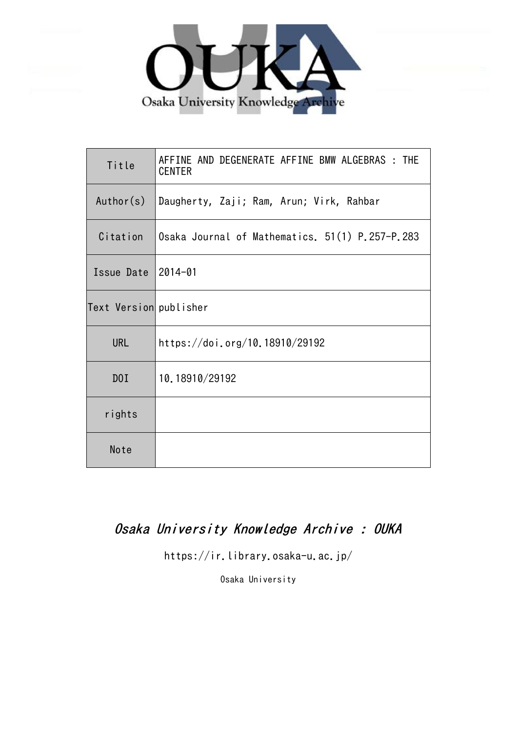Osaka University Knowledge Archive

| Title | AFFINE AND DEGENERATE AFFINE BMW ALGEBRAS : THE CENTER |
| --- | --- |
| Author(s) | Daugherty, Zaji; Ram, Arun; Virk, Rahbar |
| Citation | Osaka Journal of Mathematics. 51(1) P.257-P.283 |
| Issue Date | 2014-01 |
| Text Version | publisher |
| URL | https://doi.org/10.18910/29192 |
| DOI | 10.18910/29192 |
| rights | |
| Note | |

*Osaka University Knowledge Archive : OUKA*

https://ir.library.osaka-u.ac.jp/

Osaka University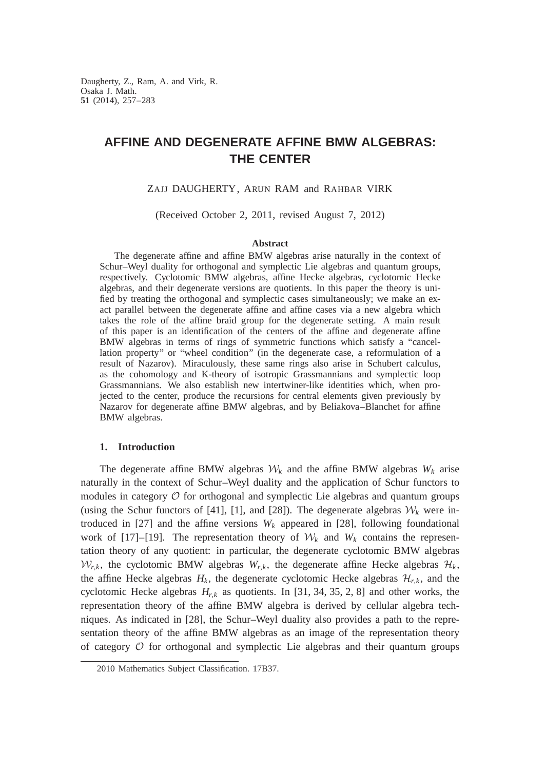Daugherty, Z., Ram, A. and Virk, R.
Osaka J. Math.
**51** (2014), 257–283

# AFFINE AND DEGENERATE AFFINE BMW ALGEBRAS: THE CENTER

ZAJJ DAUGHERTY, ARUN RAM and RAHBAR VIRK

(Received October 2, 2011, revised August 7, 2012)

### Abstract

The degenerate affine and affine BMW algebras arise naturally in the context of Schur–Weyl duality for orthogonal and symplectic Lie algebras and quantum groups, respectively. Cyclotomic BMW algebras, affine Hecke algebras, cyclotomic Hecke algebras, and their degenerate versions are quotients. In this paper the theory is unified by treating the orthogonal and symplectic cases simultaneously; we make an exact parallel between the degenerate affine and affine cases via a new algebra which takes the role of the affine braid group for the degenerate setting. A main result of this paper is an identification of the centers of the affine and degenerate affine BMW algebras in terms of rings of symmetric functions which satisfy a "cancellation property" or "wheel condition" (in the degenerate case, a reformulation of a result of Nazarov). Miraculously, these same rings also arise in Schubert calculus, as the cohomology and K-theory of isotropic Grassmannians and symplectic loop Grassmannians. We also establish new intertwiner-like identities which, when projected to the center, produce the recursions for central elements given previously by Nazarov for degenerate affine BMW algebras, and by Beliakova–Blanchet for affine BMW algebras.

## 1. Introduction

The degenerate affine BMW algebras $\mathcal{W}_k$ and the affine BMW algebras $W_k$ arise naturally in the context of Schur–Weyl duality and the application of Schur functors to modules in category $\mathcal{O}$ for orthogonal and symplectic Lie algebras and quantum groups (using the Schur functors of [41], [1], and [28]). The degenerate algebras $\mathcal{W}_k$ were introduced in [27] and the affine versions $W_k$ appeared in [28], following foundational work of [17]–[19]. The representation theory of $\mathcal{W}_k$ and $W_k$ contains the representation theory of any quotient: in particular, the degenerate cyclotomic BMW algebras $\mathcal{W}_{r,k}$, the cyclotomic BMW algebras $W_{r,k}$, the degenerate affine Hecke algebras $\mathcal{H}_k$, the affine Hecke algebras $H_k$, the degenerate cyclotomic Hecke algebras $\mathcal{H}_{r,k}$, and the cyclotomic Hecke algebras $H_{r,k}$ as quotients. In [31, 34, 35, 2, 8] and other works, the representation theory of the affine BMW algebra is derived by cellular algebra techniques. As indicated in [28], the Schur–Weyl duality also provides a path to the representation theory of the affine BMW algebras as an image of the representation theory of category $\mathcal{O}$ for orthogonal and symplectic Lie algebras and their quantum groups

2010 Mathematics Subject Classification. 17B37.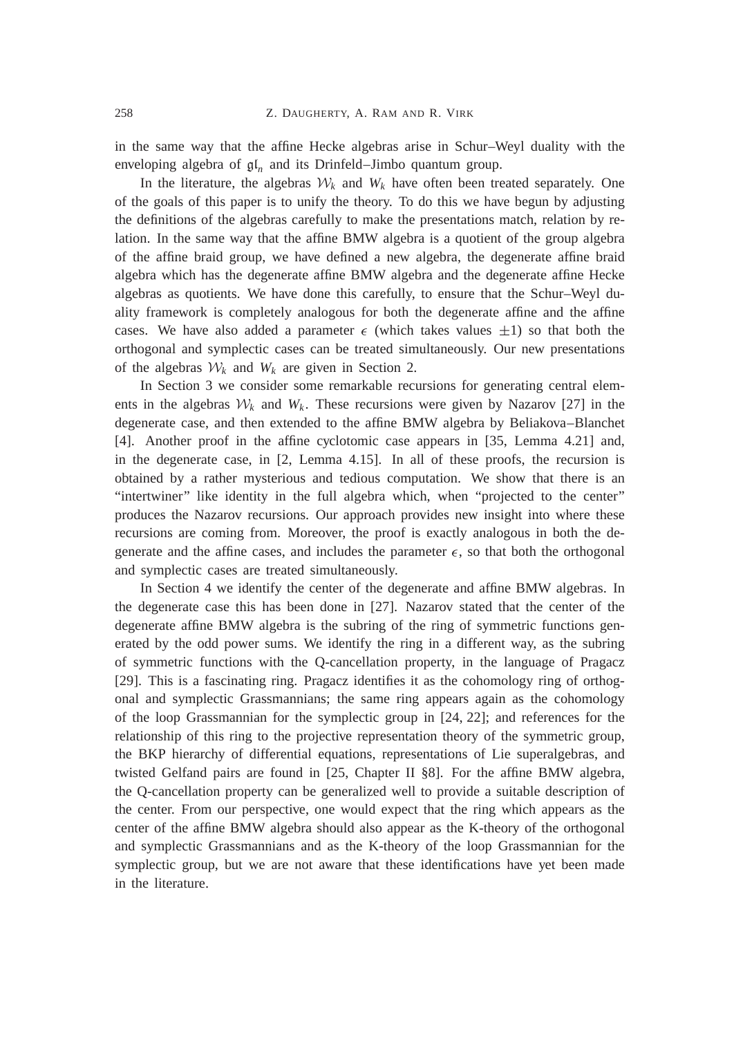in the same way that the affine Hecke algebras arise in Schur–Weyl duality with the enveloping algebra of $\mathfrak{gl}_n$ and its Drinfeld–Jimbo quantum group.

In the literature, the algebras $\mathcal{W}_k$ and $W_k$ have often been treated separately. One of the goals of this paper is to unify the theory. To do this we have begun by adjusting the definitions of the algebras carefully to make the presentations match, relation by relation. In the same way that the affine BMW algebra is a quotient of the group algebra of the affine braid group, we have defined a new algebra, the degenerate affine braid algebra which has the degenerate affine BMW algebra and the degenerate affine Hecke algebras as quotients. We have done this carefully, to ensure that the Schur–Weyl duality framework is completely analogous for both the degenerate affine and the affine cases. We have also added a parameter $\epsilon$ (which takes values $\pm 1$) so that both the orthogonal and symplectic cases can be treated simultaneously. Our new presentations of the algebras $\mathcal{W}_k$ and $W_k$ are given in Section 2.

In Section 3 we consider some remarkable recursions for generating central elements in the algebras $\mathcal{W}_k$ and $W_k$. These recursions were given by Nazarov [27] in the degenerate case, and then extended to the affine BMW algebra by Beliakova–Blanchet [4]. Another proof in the affine cyclotomic case appears in [35, Lemma 4.21] and, in the degenerate case, in [2, Lemma 4.15]. In all of these proofs, the recursion is obtained by a rather mysterious and tedious computation. We show that there is an "intertwiner" like identity in the full algebra which, when "projected to the center" produces the Nazarov recursions. Our approach provides new insight into where these recursions are coming from. Moreover, the proof is exactly analogous in both the degenerate and the affine cases, and includes the parameter $\epsilon$, so that both the orthogonal and symplectic cases are treated simultaneously.

In Section 4 we identify the center of the degenerate and affine BMW algebras. In the degenerate case this has been done in [27]. Nazarov stated that the center of the degenerate affine BMW algebra is the subring of the ring of symmetric functions generated by the odd power sums. We identify the ring in a different way, as the subring of symmetric functions with the Q-cancellation property, in the language of Pragacz [29]. This is a fascinating ring. Pragacz identifies it as the cohomology ring of orthogonal and symplectic Grassmannians; the same ring appears again as the cohomology of the loop Grassmannian for the symplectic group in [24, 22]; and references for the relationship of this ring to the projective representation theory of the symmetric group, the BKP hierarchy of differential equations, representations of Lie superalgebras, and twisted Gelfand pairs are found in [25, Chapter II §8]. For the affine BMW algebra, the Q-cancellation property can be generalized well to provide a suitable description of the center. From our perspective, one would expect that the ring which appears as the center of the affine BMW algebra should also appear as the K-theory of the orthogonal and symplectic Grassmannians and as the K-theory of the loop Grassmannian for the symplectic group, but we are not aware that these identifications have yet been made in the literature.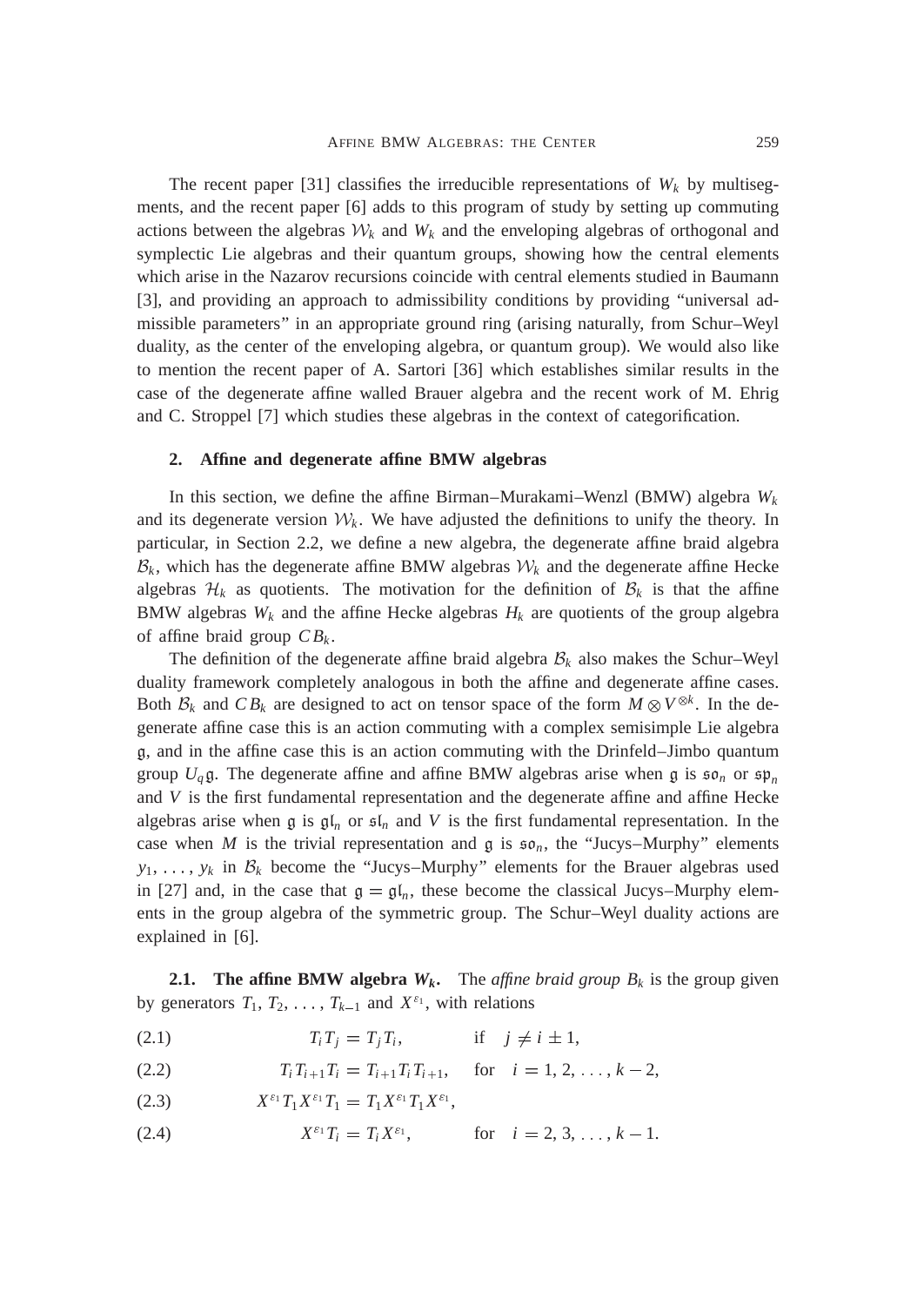The recent paper [31] classifies the irreducible representations of $W_k$ by multisegments, and the recent paper [6] adds to this program of study by setting up commuting actions between the algebras $\mathcal{W}_k$ and $W_k$ and the enveloping algebras of orthogonal and symplectic Lie algebras and their quantum groups, showing how the central elements which arise in the Nazarov recursions coincide with central elements studied in Baumann [3], and providing an approach to admissibility conditions by providing "universal admissible parameters" in an appropriate ground ring (arising naturally, from Schur–Weyl duality, as the center of the enveloping algebra, or quantum group). We would also like to mention the recent paper of A. Sartori [36] which establishes similar results in the case of the degenerate affine walled Brauer algebra and the recent work of M. Ehrig and C. Stroppel [7] which studies these algebras in the context of categorification.

## 2. Affine and degenerate affine BMW algebras

In this section, we define the affine Birman–Murakami–Wenzl (BMW) algebra $W_k$ and its degenerate version $\mathcal{W}_k$. We have adjusted the definitions to unify the theory. In particular, in Section 2.2, we define a new algebra, the degenerate affine braid algebra $\mathcal{B}_k$, which has the degenerate affine BMW algebras $\mathcal{W}_k$ and the degenerate affine Hecke algebras $\mathcal{H}_k$ as quotients. The motivation for the definition of $\mathcal{B}_k$ is that the affine BMW algebras $W_k$ and the affine Hecke algebras $H_k$ are quotients of the group algebra of affine braid group $CB_k$.

The definition of the degenerate affine braid algebra $\mathcal{B}_k$ also makes the Schur–Weyl duality framework completely analogous in both the affine and degenerate affine cases. Both $\mathcal{B}_k$ and $CB_k$ are designed to act on tensor space of the form $M \otimes V^{\otimes k}$. In the degenerate affine case this is an action commuting with a complex semisimple Lie algebra $\mathfrak{g}$, and in the affine case this is an action commuting with the Drinfeld–Jimbo quantum group $U_q\mathfrak{g}$. The degenerate affine and affine BMW algebras arise when $\mathfrak{g}$ is $\mathfrak{so}_n$ or $\mathfrak{sp}_n$ and $V$ is the first fundamental representation and the degenerate affine and affine Hecke algebras arise when $\mathfrak{g}$ is $\mathfrak{gl}_n$ or $\mathfrak{sl}_n$ and $V$ is the first fundamental representation. In the case when $M$ is the trivial representation and $\mathfrak{g}$ is $\mathfrak{so}_n$, the "Jucys–Murphy" elements $y_1, \ldots, y_k$ in $\mathcal{B}_k$ become the "Jucys–Murphy" elements for the Brauer algebras used in [27] and, in the case that $\mathfrak{g} = \mathfrak{gl}_n$, these become the classical Jucys–Murphy elements in the group algebra of the symmetric group. The Schur–Weyl duality actions are explained in [6].

### 2.1. The affine BMW algebra $W_k$.

The *affine braid group* $B_k$ is the group given by generators $T_1, T_2, \ldots, T_{k-1}$ and $X^{\varepsilon_1}$, with relations

$$T_iT_j = T_jT_i, \qquad \text{if} \quad j \neq i \pm 1, \tag{2.1}$$

$$T_iT_{i+1}T_i = T_{i+1}T_iT_{i+1}, \qquad \text{for} \quad i = 1, 2, \ldots, k-2, \tag{2.2}$$

$$X^{\varepsilon_1}T_1X^{\varepsilon_1}T_1 = T_1X^{\varepsilon_1}T_1X^{\varepsilon_1}, \tag{2.3}$$

$$X^{\varepsilon_1}T_i = T_iX^{\varepsilon_1}, \qquad \text{for} \quad i = 2, 3, \ldots, k-1. \tag{2.4}$$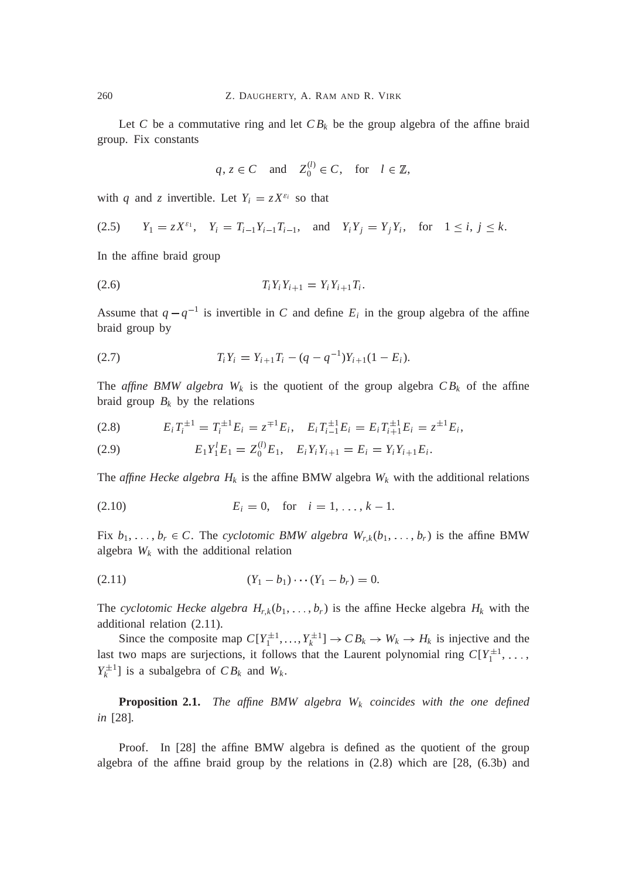Let $C$ be a commutative ring and let $CB_k$ be the group algebra of the affine braid group. Fix constants

$$q, z \in C \quad \text{and} \quad Z_0^{(l)} \in C, \quad \text{for} \quad l \in \mathbb{Z},$$

with $q$ and $z$ invertible. Let $Y_i = zX^{\varepsilon_i}$ so that

$$Y_1 = zX^{\varepsilon_1}, \quad Y_i = T_{i-1}Y_{i-1}T_{i-1}, \quad \text{and} \quad Y_iY_j = Y_jY_i, \quad \text{for} \quad 1 \le i, j \le k. \tag{2.5}$$

In the affine braid group

$$T_iY_iY_{i+1} = Y_iY_{i+1}T_i. \tag{2.6}$$

Assume that $q - q^{-1}$ is invertible in $C$ and define $E_i$ in the group algebra of the affine braid group by

$$T_iY_i = Y_{i+1}T_i - (q - q^{-1})Y_{i+1}(1 - E_i). \tag{2.7}$$

The *affine BMW algebra* $W_k$ is the quotient of the group algebra $CB_k$ of the affine braid group $B_k$ by the relations

$$E_iT_i^{\pm 1} = T_i^{\pm 1}E_i = z^{\mp 1}E_i, \quad E_iT_{i-1}^{\pm 1}E_i = E_iT_{i+1}^{\pm 1}E_i = z^{\pm 1}E_i, \tag{2.8}$$

$$E_1Y_1^lE_1 = Z_0^{(l)}E_1, \quad E_iY_iY_{i+1} = E_i = Y_iY_{i+1}E_i. \tag{2.9}$$

The *affine Hecke algebra* $H_k$ is the affine BMW algebra $W_k$ with the additional relations

$$E_i = 0, \quad \text{for} \quad i = 1, \ldots, k-1. \tag{2.10}$$

Fix $b_1, \ldots, b_r \in C$. The *cyclotomic BMW algebra* $W_{r,k}(b_1, \ldots, b_r)$ is the affine BMW algebra $W_k$ with the additional relation

$$(Y_1 - b_1) \cdots (Y_1 - b_r) = 0. \tag{2.11}$$

The *cyclotomic Hecke algebra* $H_{r,k}(b_1, \ldots, b_r)$ is the affine Hecke algebra $H_k$ with the additional relation (2.11).

Since the composite map $C[Y_1^{\pm 1}, \ldots, Y_k^{\pm 1}] \to CB_k \to W_k \to H_k$ is injective and the last two maps are surjections, it follows that the Laurent polynomial ring $C[Y_1^{\pm 1}, \ldots, Y_k^{\pm 1}]$ is a subalgebra of $CB_k$ and $W_k$.

**Proposition 2.1.** *The affine BMW algebra $W_k$ coincides with the one defined in* [28].

Proof. In [28] the affine BMW algebra is defined as the quotient of the group algebra of the affine braid group by the relations in (2.8) which are [28, (6.3b) and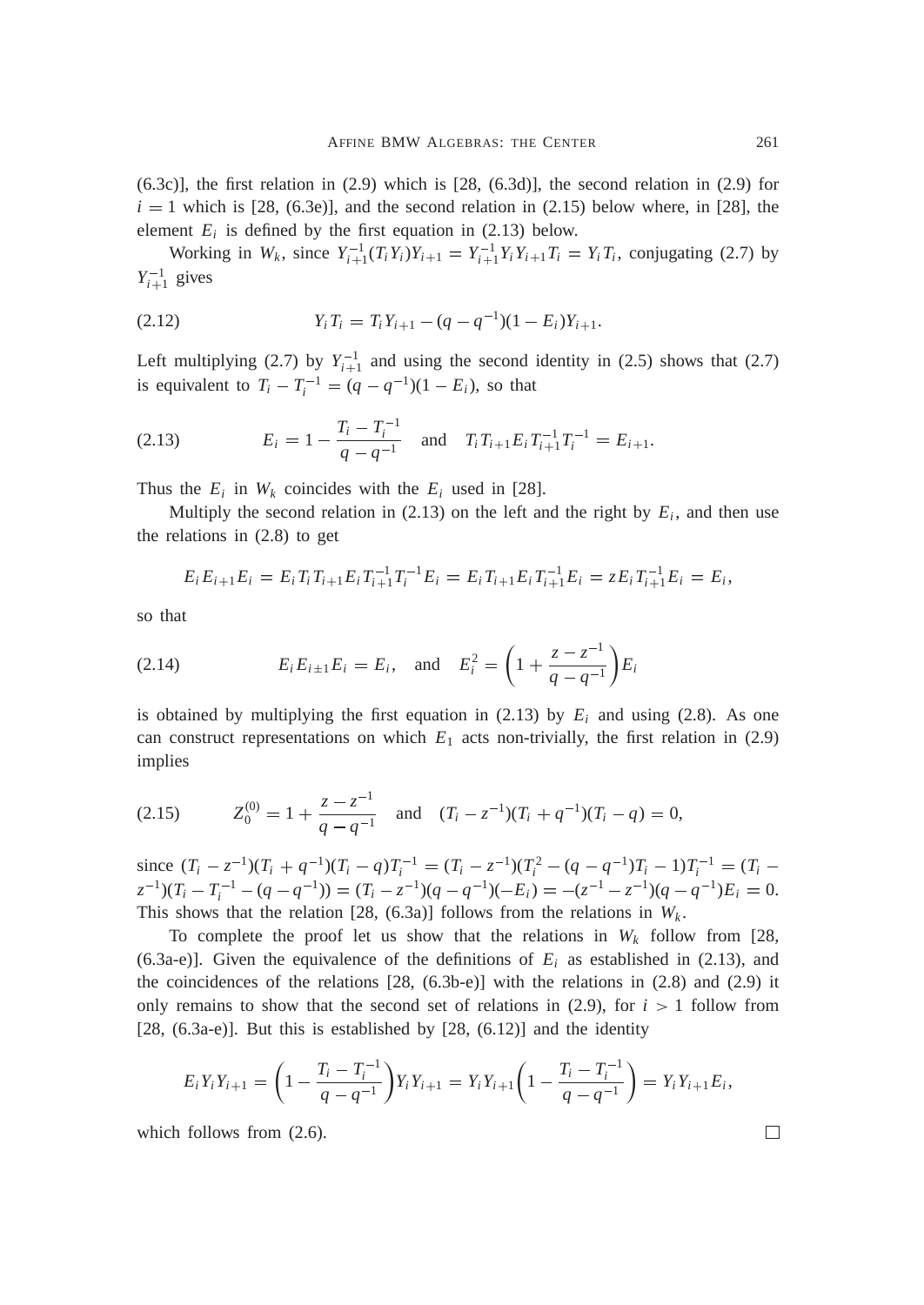(6.3c)], the first relation in (2.9) which is [28, (6.3d)], the second relation in (2.9) for $i = 1$ which is [28, (6.3e)], and the second relation in (2.15) below where, in [28], the element $E_i$ is defined by the first equation in (2.13) below.

Working in $W_k$, since $Y_{i+1}^{-1}(T_iY_i)Y_{i+1} = Y_{i+1}^{-1}Y_iY_{i+1}T_i = Y_iT_i$, conjugating (2.7) by $Y_{i+1}^{-1}$ gives

$$Y_iT_i = T_iY_{i+1} - (q - q^{-1})(1 - E_i)Y_{i+1}. \tag{2.12}$$

Left multiplying (2.7) by $Y_{i+1}^{-1}$ and using the second identity in (2.5) shows that (2.7) is equivalent to $T_i - T_i^{-1} = (q - q^{-1})(1 - E_i)$, so that

$$E_i = 1 - \frac{T_i - T_i^{-1}}{q - q^{-1}} \quad \text{and} \quad T_iT_{i+1}E_iT_{i+1}^{-1}T_i^{-1} = E_{i+1}. \tag{2.13}$$

Thus the $E_i$ in $W_k$ coincides with the $E_i$ used in [28].

Multiply the second relation in (2.13) on the left and the right by $E_i$, and then use the relations in (2.8) to get

$$E_iE_{i+1}E_i = E_iT_iT_{i+1}E_iT_{i+1}^{-1}T_i^{-1}E_i = E_iT_{i+1}E_iT_{i+1}^{-1}E_i = zE_iT_{i+1}^{-1}E_i = E_i,$$

so that

$$E_iE_{i\pm1}E_i = E_i, \quad \text{and} \quad E_i^2 = \left(1 + \frac{z - z^{-1}}{q - q^{-1}}\right)E_i \tag{2.14}$$

is obtained by multiplying the first equation in (2.13) by $E_i$ and using (2.8). As one can construct representations on which $E_1$ acts non-trivially, the first relation in (2.9) implies

$$Z_0^{(0)} = 1 + \frac{z - z^{-1}}{q - q^{-1}} \quad \text{and} \quad (T_i - z^{-1})(T_i + q^{-1})(T_i - q) = 0, \tag{2.15}$$

since $(T_i - z^{-1})(T_i + q^{-1})(T_i - q)T_i^{-1} = (T_i - z^{-1})(T_i^2 - (q - q^{-1})T_i - 1)T_i^{-1} = (T_i - z^{-1})(T_i - T_i^{-1} - (q - q^{-1})) = (T_i - z^{-1})(q - q^{-1})(-E_i) = -(z^{-1} - z^{-1})(q - q^{-1})E_i = 0$. This shows that the relation [28, (6.3a)] follows from the relations in $W_k$.

To complete the proof let us show that the relations in $W_k$ follow from [28, (6.3a-e)]. Given the equivalence of the definitions of $E_i$ as established in (2.13), and the coincidences of the relations [28, (6.3b-e)] with the relations in (2.8) and (2.9) it only remains to show that the second set of relations in (2.9), for $i > 1$ follow from [28, (6.3a-e)]. But this is established by [28, (6.12)] and the identity

$$E_iY_iY_{i+1} = \left(1 - \frac{T_i - T_i^{-1}}{q - q^{-1}}\right)Y_iY_{i+1} = Y_iY_{i+1}\left(1 - \frac{T_i - T_i^{-1}}{q - q^{-1}}\right) = Y_iY_{i+1}E_i,$$

which follows from (2.6). □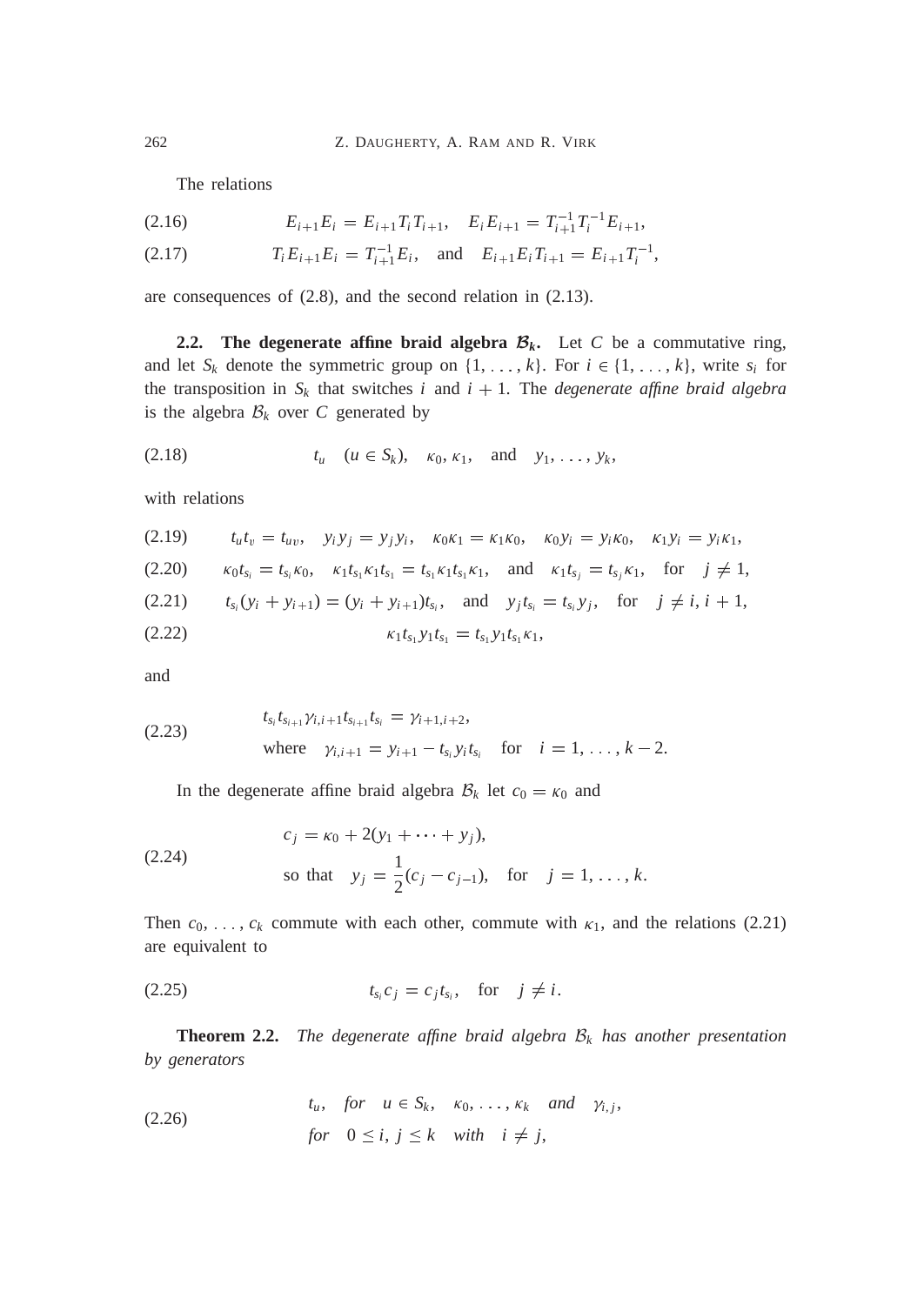The relations

$$E_{i+1}E_i = E_{i+1}T_iT_{i+1}, \quad E_iE_{i+1} = T_{i+1}^{-1}T_i^{-1}E_{i+1}, \tag{2.16}$$

$$T_iE_{i+1}E_i = T_{i+1}^{-1}E_i, \quad \text{and} \quad E_{i+1}E_iT_{i+1} = E_{i+1}T_i^{-1}, \tag{2.17}$$

are consequences of (2.8), and the second relation in (2.13).

**2.2. The degenerate affine braid algebra $\mathcal{B}_k$.** Let $C$ be a commutative ring, and let $S_k$ denote the symmetric group on $\{1, \ldots, k\}$. For $i \in \{1, \ldots, k\}$, write $s_i$ for the transposition in $S_k$ that switches $i$ and $i+1$. The *degenerate affine braid algebra* is the algebra $\mathcal{B}_k$ over $C$ generated by

$$t_u \quad (u \in S_k), \quad \kappa_0, \kappa_1, \quad \text{and} \quad y_1, \ldots, y_k, \tag{2.18}$$

with relations

$$t_ut_v = t_{uv}, \quad y_iy_j = y_jy_i, \quad \kappa_0\kappa_1 = \kappa_1\kappa_0, \quad \kappa_0y_i = y_i\kappa_0, \quad \kappa_1y_i = y_i\kappa_1, \tag{2.19}$$

$$\kappa_0t_{s_i} = t_{s_i}\kappa_0, \quad \kappa_1t_{s_1}\kappa_1t_{s_1} = t_{s_1}\kappa_1t_{s_1}\kappa_1, \quad \text{and} \quad \kappa_1t_{s_j} = t_{s_j}\kappa_1, \quad \text{for} \quad j \neq 1, \tag{2.20}$$

$$t_{s_i}(y_i + y_{i+1}) = (y_i + y_{i+1})t_{s_i}, \quad \text{and} \quad y_jt_{s_i} = t_{s_i}y_j, \quad \text{for} \quad j \neq i, i+1, \tag{2.21}$$

$$\kappa_1t_{s_1}y_1t_{s_1} = t_{s_1}y_1t_{s_1}\kappa_1, \tag{2.22}$$

and

$$\begin{aligned} &t_{s_i}t_{s_{i+1}}\gamma_{i,i+1}t_{s_{i+1}}t_{s_i} = \gamma_{i+1,i+2}, \\ &\text{where} \quad \gamma_{i,i+1} = y_{i+1} - t_{s_i}y_it_{s_i} \quad \text{for} \quad i = 1, \ldots, k-2. \end{aligned} \tag{2.23}$$

In the degenerate affine braid algebra $\mathcal{B}_k$ let $c_0 = \kappa_0$ and

$$\begin{aligned} &c_j = \kappa_0 + 2(y_1 + \cdots + y_j), \\ &\text{so that} \quad y_j = \frac{1}{2}(c_j - c_{j-1}), \quad \text{for} \quad j = 1, \ldots, k. \end{aligned} \tag{2.24}$$

Then $c_0, \ldots, c_k$ commute with each other, commute with $\kappa_1$, and the relations (2.21) are equivalent to

$$t_{s_i}c_j = c_jt_{s_i}, \quad \text{for} \quad j \neq i. \tag{2.25}$$

**Theorem 2.2.** *The degenerate affine braid algebra $\mathcal{B}_k$ has another presentation by generators*

$$\begin{aligned} &t_u, \quad \textit{for} \quad u \in S_k, \quad \kappa_0, \ldots, \kappa_k \quad \textit{and} \quad \gamma_{i,j}, \\ &\textit{for} \quad 0 \leq i, j \leq k \quad \textit{with} \quad i \neq j, \end{aligned} \tag{2.26}$$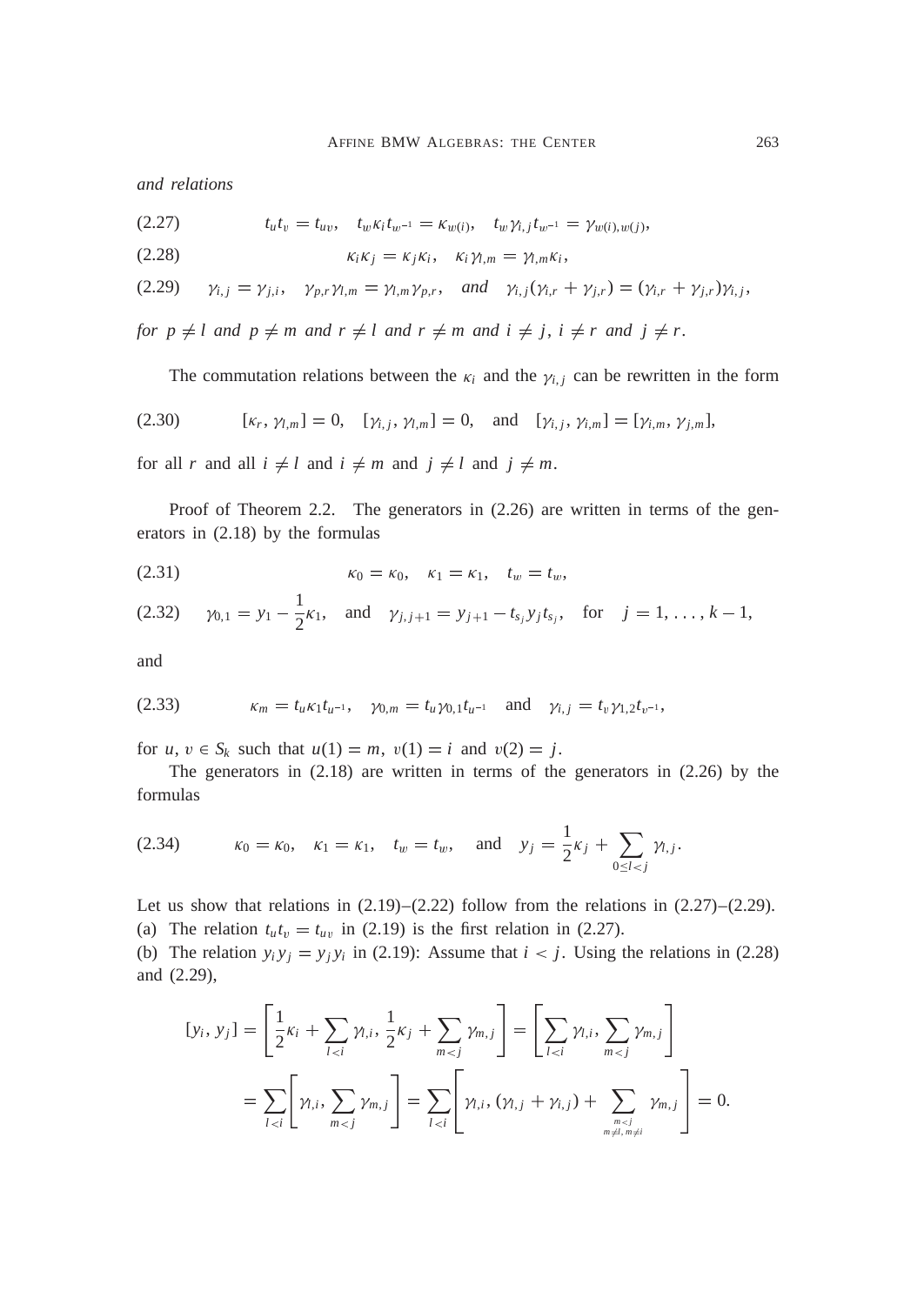*and relations*

$$t_u t_v = t_{uv}, \quad t_w \kappa_i t_{w^{-1}} = \kappa_{w(i)}, \quad t_w \gamma_{i,j} t_{w^{-1}} = \gamma_{w(i),w(j)}, \tag{2.27}$$

$$\kappa_i \kappa_j = \kappa_j \kappa_i, \quad \kappa_i \gamma_{l,m} = \gamma_{l,m} \kappa_i, \tag{2.28}$$

$$\gamma_{i,j} = \gamma_{j,i}, \quad \gamma_{p,r}\gamma_{l,m} = \gamma_{l,m}\gamma_{p,r}, \quad \textit{and} \quad \gamma_{i,j}(\gamma_{l,r} + \gamma_{j,r}) = (\gamma_{l,r} + \gamma_{j,r})\gamma_{i,j}, \tag{2.29}$$

*for* $p \neq l$ *and* $p \neq m$ *and* $r \neq l$ *and* $r \neq m$ *and* $i \neq j$, $i \neq r$ *and* $j \neq r$.

The commutation relations between the $\kappa_i$ and the $\gamma_{i,j}$ can be rewritten in the form

$$[\kappa_r, \gamma_{l,m}] = 0, \quad [\gamma_{i,j}, \gamma_{l,m}] = 0, \quad \text{and} \quad [\gamma_{i,j}, \gamma_{i,m}] = [\gamma_{i,m}, \gamma_{j,m}], \tag{2.30}$$

for all $r$ and all $i \neq l$ and $i \neq m$ and $j \neq l$ and $j \neq m$.

Proof of Theorem 2.2. The generators in (2.26) are written in terms of the generators in (2.18) by the formulas

$$\kappa_0 = \kappa_0, \quad \kappa_1 = \kappa_1, \quad t_w = t_w, \tag{2.31}$$

$$\gamma_{0,1} = y_1 - \frac{1}{2}\kappa_1, \quad \text{and} \quad \gamma_{j,j+1} = y_{j+1} - t_{s_j} y_j t_{s_j}, \quad \text{for} \quad j = 1, \ldots, k-1, \tag{2.32}$$

and

$$\kappa_m = t_u \kappa_1 t_{u^{-1}}, \quad \gamma_{0,m} = t_u \gamma_{0,1} t_{u^{-1}} \quad \text{and} \quad \gamma_{i,j} = t_v \gamma_{1,2} t_{v^{-1}}, \tag{2.33}$$

for $u, v \in S_k$ such that $u(1) = m$, $v(1) = i$ and $v(2) = j$.

The generators in (2.18) are written in terms of the generators in (2.26) by the formulas

$$\kappa_0 = \kappa_0, \quad \kappa_1 = \kappa_1, \quad t_w = t_w, \quad \text{and} \quad y_j = \frac{1}{2}\kappa_j + \sum_{0 \leq l < j} \gamma_{l,j}. \tag{2.34}$$

Let us show that relations in (2.19)–(2.22) follow from the relations in (2.27)–(2.29).

(a) The relation $t_u t_v = t_{uv}$ in (2.19) is the first relation in (2.27).

(b) The relation $y_i y_j = y_j y_i$ in (2.19): Assume that $i < j$. Using the relations in (2.28) and (2.29),

$$\begin{aligned}
[y_i, y_j] &= \left[\frac{1}{2}\kappa_i + \sum_{l<i} \gamma_{l,i}, \frac{1}{2}\kappa_j + \sum_{m<j} \gamma_{m,j}\right] = \left[\sum_{l<i} \gamma_{l,i}, \sum_{m<j} \gamma_{m,j}\right] \\
&= \sum_{l<i} \left[\gamma_{l,i}, \sum_{m<j} \gamma_{m,j}\right] = \sum_{l<i} \left[\gamma_{l,i}, (\gamma_{l,j} + \gamma_{i,j}) + \sum_{\substack{m<j \\ m \neq l, m \neq i}} \gamma_{m,j}\right] = 0.
\end{aligned}$$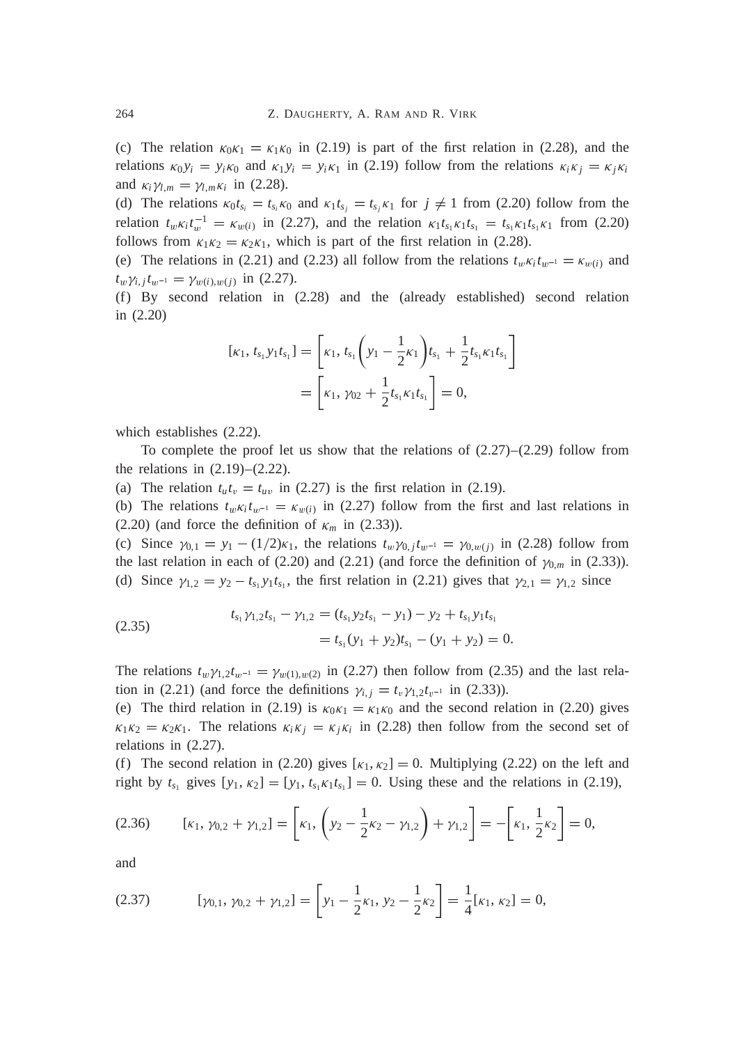(c) The relation $\kappa_0\kappa_1 = \kappa_1\kappa_0$ in (2.19) is part of the first relation in (2.28), and the relations $\kappa_0 y_i = y_i\kappa_0$ and $\kappa_1 y_i = y_i \kappa_1$ in (2.19) follow from the relations $\kappa_i\kappa_j = \kappa_j\kappa_i$ and $\kappa_i\gamma_{l,m} = \gamma_{l,m}\kappa_i$ in (2.28).

(d) The relations $\kappa_0 t_{s_i} = t_{s_i}\kappa_0$ and $\kappa_1 t_{s_j} = t_{s_j}\kappa_1$ for $j \neq 1$ from (2.20) follow from the relation $t_w\kappa_i t_w^{-1} = \kappa_{w(i)}$ in (2.27), and the relation $\kappa_1 t_{s_1}\kappa_1 t_{s_1} = t_{s_1}\kappa_1 t_{s_1}\kappa_1$ from (2.20) follows from $\kappa_1\kappa_2 = \kappa_2\kappa_1$, which is part of the first relation in (2.28).

(e) The relations in (2.21) and (2.23) all follow from the relations $t_w\kappa_i t_{w^{-1}} = \kappa_{w(i)}$ and $t_w\gamma_{i,j}t_{w^{-1}} = \gamma_{w(i),w(j)}$ in (2.27).

(f) By second relation in (2.28) and the (already established) second relation in (2.20)

$$
\begin{aligned}
[\kappa_1, t_{s_1}y_1t_{s_1}] &= \left[\kappa_1, t_{s_1}\left(y_1 - \frac{1}{2}\kappa_1\right)t_{s_1} + \frac{1}{2}t_{s_1}\kappa_1 t_{s_1}\right] \\
&= \left[\kappa_1, \gamma_{02} + \frac{1}{2}t_{s_1}\kappa_1 t_{s_1}\right] = 0,
\end{aligned}
$$

which establishes (2.22).

To complete the proof let us show that the relations of (2.27)–(2.29) follow from the relations in (2.19)–(2.22).

(a) The relation $t_u t_v = t_{uv}$ in (2.27) is the first relation in (2.19).

(b) The relations $t_w\kappa_i t_{w^{-1}} = \kappa_{w(i)}$ in (2.27) follow from the first and last relations in (2.20) (and force the definition of $\kappa_m$ in (2.33)).

(c) Since $\gamma_{0,1} = y_1 - (1/2)\kappa_1$, the relations $t_w\gamma_{0,j}t_{w^{-1}} = \gamma_{0,w(j)}$ in (2.28) follow from the last relation in each of (2.20) and (2.21) (and force the definition of $\gamma_{0,m}$ in (2.33)).

(d) Since $\gamma_{1,2} = y_2 - t_{s_1}y_1t_{s_1}$, the first relation in (2.21) gives that $\gamma_{2,1} = \gamma_{1,2}$ since

$$
\begin{aligned}
t_{s_1}\gamma_{1,2}t_{s_1} - \gamma_{1,2} &= (t_{s_1}y_2t_{s_1} - y_1) - y_2 + t_{s_1}y_1t_{s_1} \\
&= t_{s_1}(y_1 + y_2)t_{s_1} - (y_1 + y_2) = 0.
\end{aligned} \tag{2.35}
$$

The relations $t_w\gamma_{1,2}t_{w^{-1}} = \gamma_{w(1),w(2)}$ in (2.27) then follow from (2.35) and the last relation in (2.21) (and force the definitions $\gamma_{i,j} = t_v\gamma_{1,2}t_{v^{-1}}$ in (2.33)).

(e) The third relation in (2.19) is $\kappa_0\kappa_1 = \kappa_1\kappa_0$ and the second relation in (2.20) gives $\kappa_1\kappa_2 = \kappa_2\kappa_1$. The relations $\kappa_i\kappa_j = \kappa_j\kappa_i$ in (2.28) then follow from the second set of relations in (2.27).

(f) The second relation in (2.20) gives $[\kappa_1, \kappa_2] = 0$. Multiplying (2.22) on the left and right by $t_{s_1}$ gives $[y_1, \kappa_2] = [y_1, t_{s_1}\kappa_1 t_{s_1}] = 0$. Using these and the relations in (2.19),

$$
[\kappa_1, \gamma_{0,2} + \gamma_{1,2}] = \left[\kappa_1, \left(y_2 - \frac{1}{2}\kappa_2 - \gamma_{1,2}\right) + \gamma_{1,2}\right] = -\left[\kappa_1, \frac{1}{2}\kappa_2\right] = 0, \tag{2.36}
$$

and

$$
[\gamma_{0,1}, \gamma_{0,2} + \gamma_{1,2}] = \left[y_1 - \frac{1}{2}\kappa_1, y_2 - \frac{1}{2}\kappa_2\right] = \frac{1}{4}[\kappa_1, \kappa_2] = 0, \tag{2.37}
$$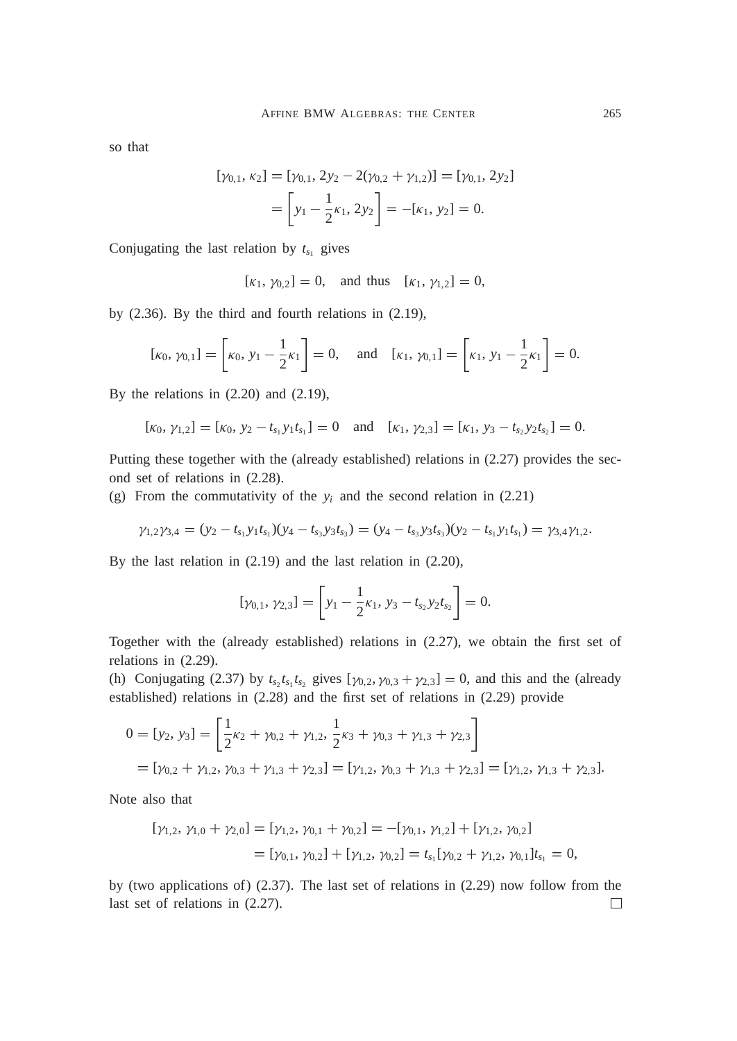so that

$$[\gamma_{0,1}, \kappa_2] = [\gamma_{0,1}, 2y_2 - 2(\gamma_{0,2} + \gamma_{1,2})] = [\gamma_{0,1}, 2y_2]$$
$$= \left[y_1 - \frac{1}{2}\kappa_1, 2y_2\right] = -[\kappa_1, y_2] = 0.$$

Conjugating the last relation by $t_{s_1}$ gives

$$[\kappa_1, \gamma_{0,2}] = 0, \quad \text{and thus} \quad [\kappa_1, \gamma_{1,2}] = 0,$$

by (2.36). By the third and fourth relations in (2.19),

$$[\kappa_0, \gamma_{0,1}] = \left[\kappa_0, y_1 - \frac{1}{2}\kappa_1\right] = 0, \quad \text{and} \quad [\kappa_1, \gamma_{0,1}] = \left[\kappa_1, y_1 - \frac{1}{2}\kappa_1\right] = 0.$$

By the relations in (2.20) and (2.19),

$$[\kappa_0, \gamma_{1,2}] = [\kappa_0, y_2 - t_{s_1}y_1t_{s_1}] = 0 \quad \text{and} \quad [\kappa_1, \gamma_{2,3}] = [\kappa_1, y_3 - t_{s_2}y_2t_{s_2}] = 0.$$

Putting these together with the (already established) relations in (2.27) provides the second set of relations in (2.28).

(g) From the commutativity of the $y_i$ and the second relation in (2.21)

$$\gamma_{1,2}\gamma_{3,4} = (y_2 - t_{s_1}y_1t_{s_1})(y_4 - t_{s_3}y_3t_{s_3}) = (y_4 - t_{s_3}y_3t_{s_3})(y_2 - t_{s_1}y_1t_{s_1}) = \gamma_{3,4}\gamma_{1,2}.$$

By the last relation in (2.19) and the last relation in (2.20),

$$[\gamma_{0,1}, \gamma_{2,3}] = \left[y_1 - \frac{1}{2}\kappa_1, y_3 - t_{s_2}y_2t_{s_2}\right] = 0.$$

Together with the (already established) relations in (2.27), we obtain the first set of relations in (2.29).

(h) Conjugating (2.37) by $t_{s_2}t_{s_1}t_{s_2}$ gives $[\gamma_{0,2}, \gamma_{0,3} + \gamma_{2,3}] = 0$, and this and the (already established) relations in (2.28) and the first set of relations in (2.29) provide

$$0 = [y_2, y_3] = \left[\frac{1}{2}\kappa_2 + \gamma_{0,2} + \gamma_{1,2}, \frac{1}{2}\kappa_3 + \gamma_{0,3} + \gamma_{1,3} + \gamma_{2,3}\right]$$
$$= [\gamma_{0,2} + \gamma_{1,2}, \gamma_{0,3} + \gamma_{1,3} + \gamma_{2,3}] = [\gamma_{1,2}, \gamma_{0,3} + \gamma_{1,3} + \gamma_{2,3}] = [\gamma_{1,2}, \gamma_{1,3} + \gamma_{2,3}].$$

Note also that

$$[\gamma_{1,2}, \gamma_{1,0} + \gamma_{2,0}] = [\gamma_{1,2}, \gamma_{0,1} + \gamma_{0,2}] = -[\gamma_{0,1}, \gamma_{1,2}] + [\gamma_{1,2}, \gamma_{0,2}]$$
$$= [\gamma_{0,1}, \gamma_{0,2}] + [\gamma_{1,2}, \gamma_{0,2}] = t_{s_1}[\gamma_{0,2} + \gamma_{1,2}, \gamma_{0,1}]t_{s_1} = 0,$$

by (two applications of) (2.37). The last set of relations in (2.29) now follow from the last set of relations in (2.27). □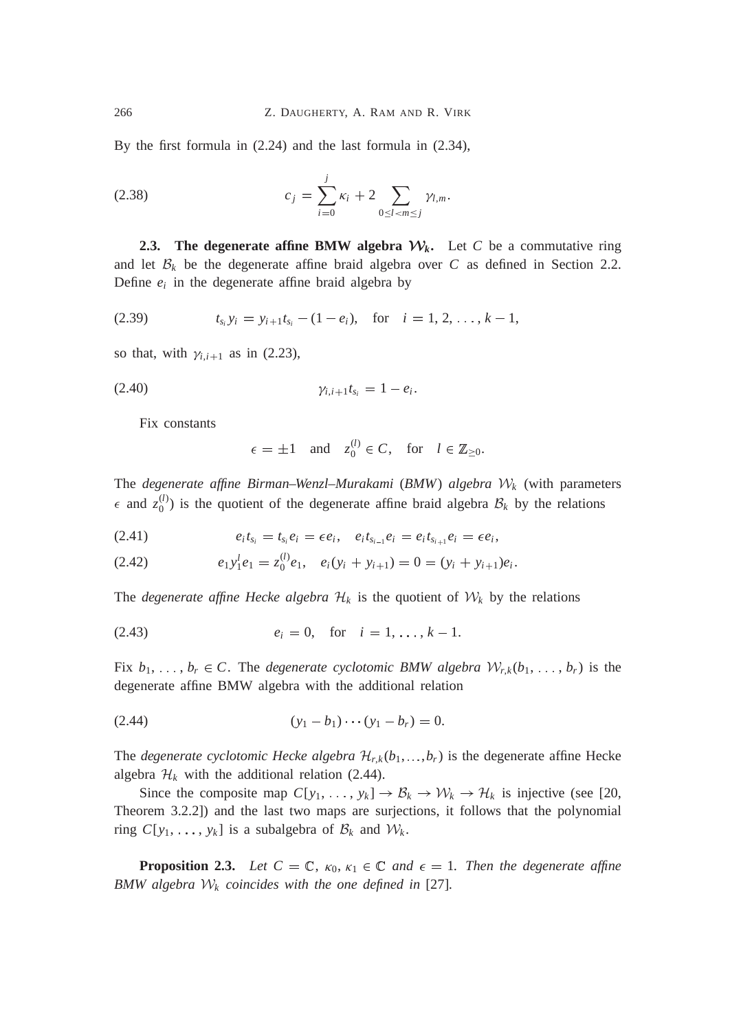By the first formula in (2.24) and the last formula in (2.34),

$$c_j = \sum_{i=0}^{j} \kappa_i + 2 \sum_{0 \le l < m \le j} \gamma_{l,m}. \tag{2.38}$$

## 2.3. The degenerate affine BMW algebra $\mathcal{W}_k$.

Let $C$ be a commutative ring and let $\mathcal{B}_k$ be the degenerate affine braid algebra over $C$ as defined in Section 2.2. Define $e_i$ in the degenerate affine braid algebra by

$$t_{s_i} y_i = y_{i+1} t_{s_i} - (1 - e_i), \quad \text{for} \quad i = 1, 2, \ldots, k-1, \tag{2.39}$$

so that, with $\gamma_{i,i+1}$ as in (2.23),

$$\gamma_{i,i+1} t_{s_i} = 1 - e_i. \tag{2.40}$$

Fix constants

$$\epsilon = \pm 1 \quad \text{and} \quad z_0^{(l)} \in C, \quad \text{for} \quad l \in \mathbb{Z}_{\ge 0}.$$

The *degenerate affine Birman–Wenzl–Murakami* (*BMW*) *algebra* $\mathcal{W}_k$ (with parameters $\epsilon$ and $z_0^{(l)}$) is the quotient of the degenerate affine braid algebra $\mathcal{B}_k$ by the relations

$$e_i t_{s_i} = t_{s_i} e_i = \epsilon e_i, \quad e_i t_{s_{i-1}} e_i = e_i t_{s_{i+1}} e_i = \epsilon e_i, \tag{2.41}$$

$$e_1 y_1^l e_1 = z_0^{(l)} e_1, \quad e_i (y_i + y_{i+1}) = 0 = (y_i + y_{i+1}) e_i. \tag{2.42}$$

The *degenerate affine Hecke algebra* $\mathcal{H}_k$ is the quotient of $\mathcal{W}_k$ by the relations

$$e_i = 0, \quad \text{for} \quad i = 1, \ldots, k-1. \tag{2.43}$$

Fix $b_1, \ldots, b_r \in C$. The *degenerate cyclotomic BMW algebra* $\mathcal{W}_{r,k}(b_1, \ldots, b_r)$ is the degenerate affine BMW algebra with the additional relation

$$(y_1 - b_1) \cdots (y_1 - b_r) = 0. \tag{2.44}$$

The *degenerate cyclotomic Hecke algebra* $\mathcal{H}_{r,k}(b_1, \ldots, b_r)$ is the degenerate affine Hecke algebra $\mathcal{H}_k$ with the additional relation (2.44).

Since the composite map $C[y_1, \ldots, y_k] \to \mathcal{B}_k \to \mathcal{W}_k \to \mathcal{H}_k$ is injective (see [20, Theorem 3.2.2]) and the last two maps are surjections, it follows that the polynomial ring $C[y_1, \ldots, y_k]$ is a subalgebra of $\mathcal{B}_k$ and $\mathcal{W}_k$.

**Proposition 2.3.** *Let $C = \mathbb{C}$, $\kappa_0, \kappa_1 \in \mathbb{C}$ and $\epsilon = 1$. Then the degenerate affine BMW algebra $\mathcal{W}_k$ coincides with the one defined in* [27]*.*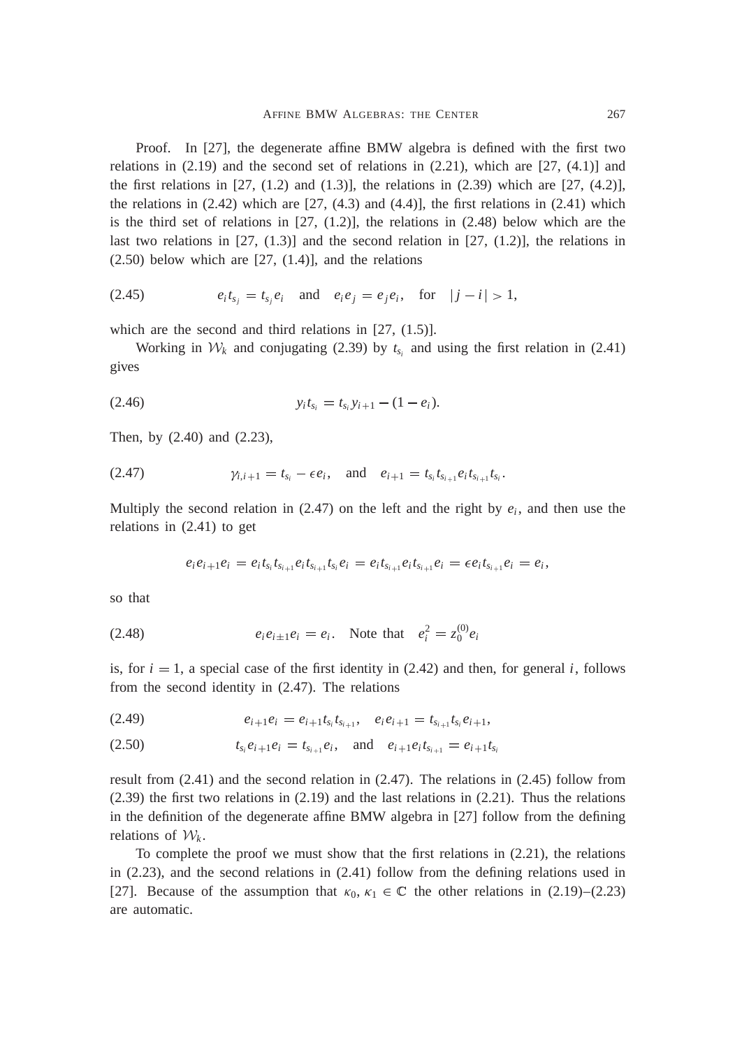*Proof.* In [27], the degenerate affine BMW algebra is defined with the first two relations in (2.19) and the second set of relations in (2.21), which are [27, (4.1)] and the first relations in [27, (1.2) and (1.3)], the relations in (2.39) which are [27, (4.2)], the relations in (2.42) which are [27, (4.3) and (4.4)], the first relations in (2.41) which is the third set of relations in [27, (1.2)], the relations in (2.48) below which are the last two relations in [27, (1.3)] and the second relation in [27, (1.2)], the relations in (2.50) below which are [27, (1.4)], and the relations

$$e_i t_{s_j} = t_{s_j} e_i \quad \text{and} \quad e_i e_j = e_j e_i, \quad \text{for} \quad |j-i| > 1, \tag{2.45}$$

which are the second and third relations in [27, (1.5)].

Working in $\mathcal{W}_k$ and conjugating (2.39) by $t_{s_i}$ and using the first relation in (2.41) gives

$$y_i t_{s_i} = t_{s_i} y_{i+1} - (1 - e_i). \tag{2.46}$$

Then, by (2.40) and (2.23),

$$\gamma_{i,i+1} = t_{s_i} - \epsilon e_i, \quad \text{and} \quad e_{i+1} = t_{s_i} t_{s_{i+1}} e_i t_{s_{i+1}} t_{s_i}. \tag{2.47}$$

Multiply the second relation in (2.47) on the left and the right by $e_i$, and then use the relations in (2.41) to get

$$e_i e_{i+1} e_i = e_i t_{s_i} t_{s_{i+1}} e_i t_{s_{i+1}} t_{s_i} e_i = e_i t_{s_{i+1}} e_i t_{s_{i+1}} e_i = \epsilon e_i t_{s_{i+1}} e_i = e_i,$$

so that

$$e_i e_{i\pm 1} e_i = e_i. \quad \text{Note that} \quad e_i^2 = z_0^{(0)} e_i \tag{2.48}$$

is, for $i = 1$, a special case of the first identity in (2.42) and then, for general $i$, follows from the second identity in (2.47). The relations

$$e_{i+1} e_i = e_{i+1} t_{s_i} t_{s_{i+1}}, \quad e_i e_{i+1} = t_{s_{i+1}} t_{s_i} e_{i+1}, \tag{2.49}$$

$$t_{s_i} e_{i+1} e_i = t_{s_{i+1}} e_i, \quad \text{and} \quad e_{i+1} e_i t_{s_{i+1}} = e_{i+1} t_{s_i} \tag{2.50}$$

result from (2.41) and the second relation in (2.47). The relations in (2.45) follow from (2.39) the first two relations in (2.19) and the last relations in (2.21). Thus the relations in the definition of the degenerate affine BMW algebra in [27] follow from the defining relations of $\mathcal{W}_k$.

To complete the proof we must show that the first relations in (2.21), the relations in (2.23), and the second relations in (2.41) follow from the defining relations used in [27]. Because of the assumption that $\kappa_0, \kappa_1 \in \mathbb{C}$ the other relations in (2.19)–(2.23) are automatic.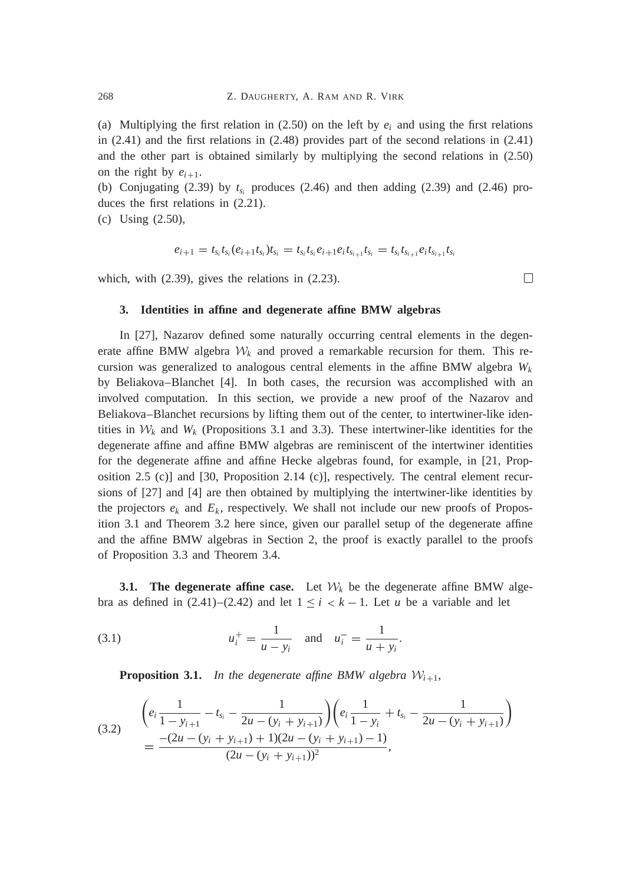(a) Multiplying the first relation in (2.50) on the left by $e_i$ and using the first relations in (2.41) and the first relations in (2.48) provides part of the second relations in (2.41) and the other part is obtained similarly by multiplying the second relations in (2.50) on the right by $e_{i+1}$.

(b) Conjugating (2.39) by $t_{s_i}$ produces (2.46) and then adding (2.39) and (2.46) produces the first relations in (2.21).

(c) Using (2.50),

$$e_{i+1} = t_{s_i} t_{s_i} (e_{i+1} t_{s_i}) t_{s_i} = t_{s_i} t_{s_i} e_{i+1} e_i t_{s_{i+1}} t_{s_i} = t_{s_i} t_{s_{i+1}} e_i t_{s_{i+1}} t_{s_i}$$

which, with (2.39), gives the relations in (2.23). □

## 3. Identities in affine and degenerate affine BMW algebras

In [27], Nazarov defined some naturally occurring central elements in the degenerate affine BMW algebra $\mathcal{W}_k$ and proved a remarkable recursion for them. This recursion was generalized to analogous central elements in the affine BMW algebra $W_k$ by Beliakova–Blanchet [4]. In both cases, the recursion was accomplished with an involved computation. In this section, we provide a new proof of the Nazarov and Beliakova–Blanchet recursions by lifting them out of the center, to intertwiner-like identities in $\mathcal{W}_k$ and $W_k$ (Propositions 3.1 and 3.3). These intertwiner-like identities for the degenerate affine and affine BMW algebras are reminiscent of the intertwiner identities for the degenerate affine and affine Hecke algebras found, for example, in [21, Proposition 2.5 (c)] and [30, Proposition 2.14 (c)], respectively. The central element recursions of [27] and [4] are then obtained by multiplying the intertwiner-like identities by the projectors $e_k$ and $E_k$, respectively. We shall not include our new proofs of Proposition 3.1 and Theorem 3.2 here since, given our parallel setup of the degenerate affine and the affine BMW algebras in Section 2, the proof is exactly parallel to the proofs of Proposition 3.3 and Theorem 3.4.

**3.1. The degenerate affine case.** Let $\mathcal{W}_k$ be the degenerate affine BMW algebra as defined in (2.41)–(2.42) and let $1 \le i < k-1$. Let $u$ be a variable and let

$$u_i^+ = \frac{1}{u - y_i} \quad \text{and} \quad u_i^- = \frac{1}{u + y_i}. \tag{3.1}$$

**Proposition 3.1.** *In the degenerate affine BMW algebra $\mathcal{W}_{i+1}$,*

$$\begin{aligned}
&\left( e_i \frac{1}{1 - y_{i+1}} - t_{s_i} - \frac{1}{2u - (y_i + y_{i+1})} \right) \left( e_i \frac{1}{1 - y_i} + t_{s_i} - \frac{1}{2u - (y_i + y_{i+1})} \right) \\
&\quad = \frac{-(2u - (y_i + y_{i+1}) + 1)(2u - (y_i + y_{i+1}) - 1)}{(2u - (y_i + y_{i+1}))^2},
\end{aligned} \tag{3.2}$$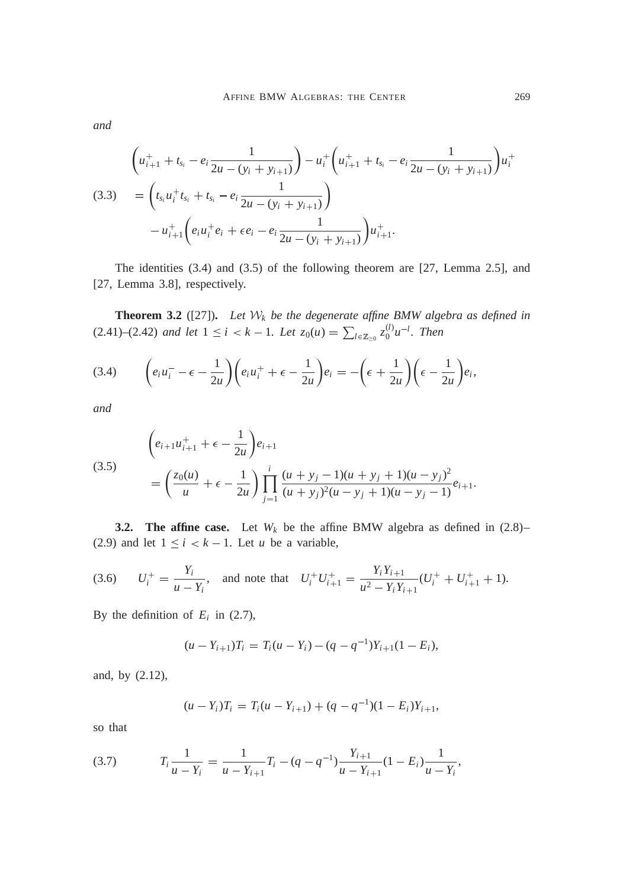*and*

$$
\begin{aligned}
&\left(u_{i+1}^{+} + t_{s_i} - e_i \frac{1}{2u - (y_i + y_{i+1})}\right) - u_i^{+}\left(u_{i+1}^{+} + t_{s_i} - e_i \frac{1}{2u - (y_i + y_{i+1})}\right)u_i^{+} \\
(3.3) \quad &= \left(t_{s_i} u_i^{+} t_{s_i} + t_{s_i} - e_i \frac{1}{2u - (y_i + y_{i+1})}\right) \\
&\quad - u_{i+1}^{+}\left(e_i u_i^{+} e_i + \epsilon e_i - e_i \frac{1}{2u - (y_i + y_{i+1})}\right)u_{i+1}^{+}.
\end{aligned}
$$

The identities (3.4) and (3.5) of the following theorem are [27, Lemma 2.5], and [27, Lemma 3.8], respectively.

**Theorem 3.2** ([27]). *Let $\mathcal{W}_k$ be the degenerate affine BMW algebra as defined in* (2.41)–(2.42) *and let $1 \le i < k-1$. Let $z_0(u) = \sum_{l \in \mathbb{Z}_{\ge 0}} z_0^{(l)} u^{-l}$. Then*

$$
(3.4) \qquad \left(e_i u_i^{-} - \epsilon - \frac{1}{2u}\right)\left(e_i u_i^{+} + \epsilon - \frac{1}{2u}\right)e_i = -\left(\epsilon + \frac{1}{2u}\right)\left(\epsilon - \frac{1}{2u}\right)e_i,
$$

*and*

$$
\begin{aligned}
&\left(e_{i+1} u_{i+1}^{+} + \epsilon - \frac{1}{2u}\right)e_{i+1} \\
(3.5) \quad &= \left(\frac{z_0(u)}{u} + \epsilon - \frac{1}{2u}\right)\prod_{j=1}^{i} \frac{(u + y_j - 1)(u + y_j + 1)(u - y_j)^2}{(u + y_j)^2 (u - y_j + 1)(u - y_j - 1)} e_{i+1}.
\end{aligned}
$$

**3.2. The affine case.** Let $W_k$ be the affine BMW algebra as defined in (2.8)–(2.9) and let $1 \le i < k-1$. Let $u$ be a variable,

$$
(3.6) \qquad U_i^{+} = \frac{Y_i}{u - Y_i}, \quad \text{and note that} \quad U_i^{+} U_{i+1}^{+} = \frac{Y_i Y_{i+1}}{u^2 - Y_i Y_{i+1}}(U_i^{+} + U_{i+1}^{+} + 1).
$$

By the definition of $E_i$ in (2.7),

$$
(u - Y_{i+1})T_i = T_i(u - Y_i) - (q - q^{-1})Y_{i+1}(1 - E_i),
$$

and, by (2.12),

$$
(u - Y_i)T_i = T_i(u - Y_{i+1}) + (q - q^{-1})(1 - E_i)Y_{i+1},
$$

so that

$$
(3.7) \qquad T_i \frac{1}{u - Y_i} = \frac{1}{u - Y_{i+1}} T_i - (q - q^{-1}) \frac{Y_{i+1}}{u - Y_{i+1}} (1 - E_i) \frac{1}{u - Y_i},
$$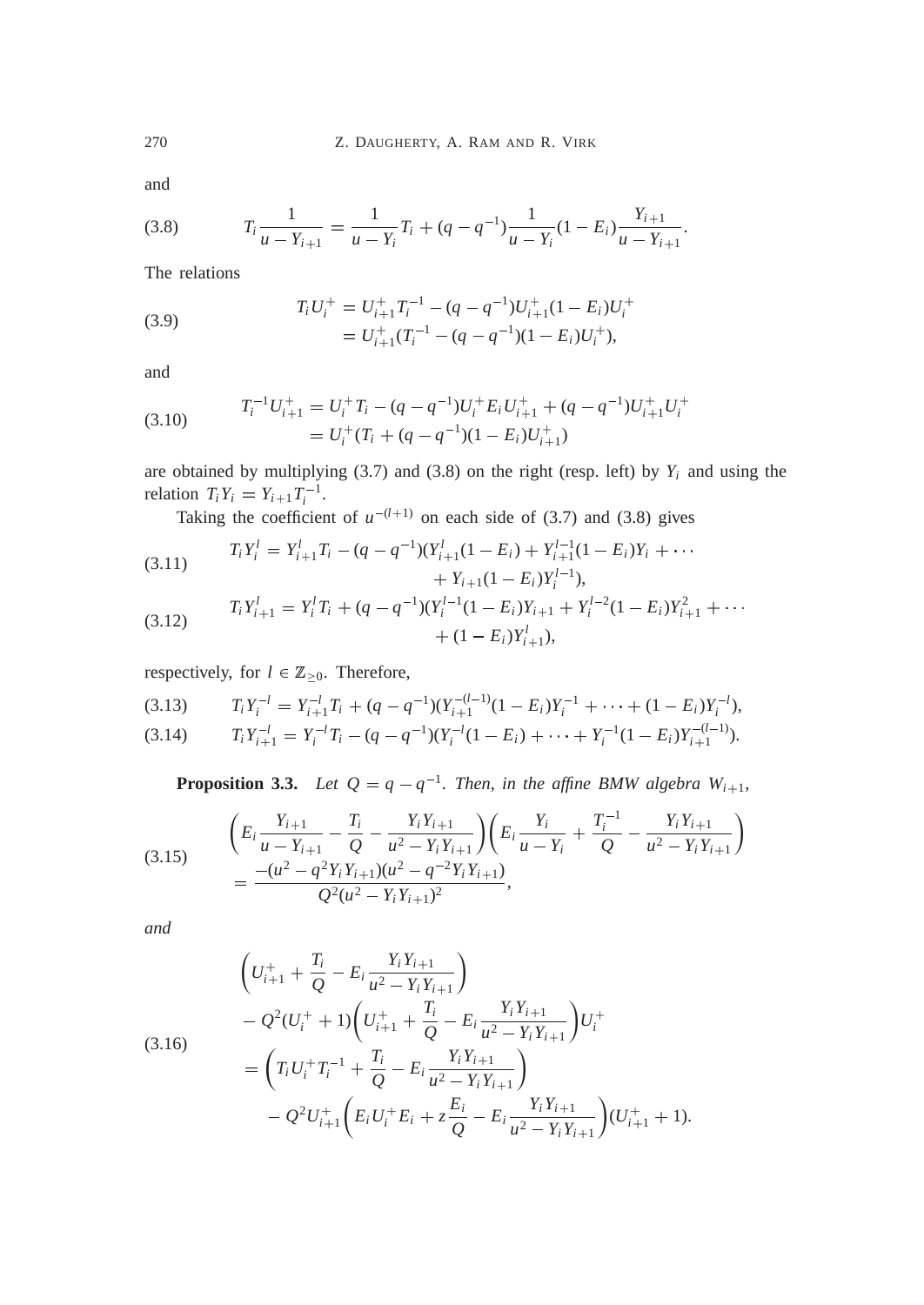and

$$T_i \frac{1}{u - Y_{i+1}} = \frac{1}{u - Y_i} T_i + (q - q^{-1}) \frac{1}{u - Y_i} (1 - E_i) \frac{Y_{i+1}}{u - Y_{i+1}}. \tag{3.8}$$

The relations

$$\begin{aligned} T_i U_i^+ &= U_{i+1}^+ T_i^{-1} - (q - q^{-1}) U_{i+1}^+ (1 - E_i) U_i^+ \\ &= U_{i+1}^+ (T_i^{-1} - (q - q^{-1})(1 - E_i) U_i^+), \end{aligned} \tag{3.9}$$

and

$$\begin{aligned} T_i^{-1} U_{i+1}^+ &= U_i^+ T_i - (q - q^{-1}) U_i^+ E_i U_{i+1}^+ + (q - q^{-1}) U_{i+1}^+ U_i^+ \\ &= U_i^+ (T_i + (q - q^{-1})(1 - E_i) U_{i+1}^+) \end{aligned} \tag{3.10}$$

are obtained by multiplying (3.7) and (3.8) on the right (resp. left) by $Y_i$ and using the relation $T_i Y_i = Y_{i+1} T_i^{-1}$.

Taking the coefficient of $u^{-(l+1)}$ on each side of (3.7) and (3.8) gives

$$\begin{aligned} T_i Y_i^l = Y_{i+1}^l T_i - (q - q^{-1})(Y_{i+1}^l (1 - E_i) + Y_{i+1}^{l-1} (1 - E_i) Y_i + \cdots \\ + Y_{i+1} (1 - E_i) Y_i^{l-1}), \end{aligned} \tag{3.11}$$

$$\begin{aligned} T_i Y_{i+1}^l = Y_i^l T_i + (q - q^{-1})(Y_i^{l-1} (1 - E_i) Y_{i+1} + Y_i^{l-2} (1 - E_i) Y_{i+1}^2 + \cdots \\ + (1 - E_i) Y_{i+1}^l), \end{aligned} \tag{3.12}$$

respectively, for $l \in \mathbb{Z}_{\geq 0}$. Therefore,

$$T_i Y_i^{-l} = Y_{i+1}^{-l} T_i + (q - q^{-1})(Y_{i+1}^{-(l-1)} (1 - E_i) Y_i^{-1} + \cdots + (1 - E_i) Y_i^{-l}), \tag{3.13}$$

$$T_i Y_{i+1}^{-l} = Y_i^{-l} T_i - (q - q^{-1})(Y_i^{-l} (1 - E_i) + \cdots + Y_i^{-1} (1 - E_i) Y_{i+1}^{-(l-1)}). \tag{3.14}$$

**Proposition 3.3.** *Let $Q = q - q^{-1}$. Then, in the affine BMW algebra $W_{i+1}$,*

$$\begin{aligned} &\left( E_i \frac{Y_{i+1}}{u - Y_{i+1}} - \frac{T_i}{Q} - \frac{Y_i Y_{i+1}}{u^2 - Y_i Y_{i+1}} \right) \left( E_i \frac{Y_i}{u - Y_i} + \frac{T_i^{-1}}{Q} - \frac{Y_i Y_{i+1}}{u^2 - Y_i Y_{i+1}} \right) \\ &= \frac{-(u^2 - q^2 Y_i Y_{i+1})(u^2 - q^{-2} Y_i Y_{i+1})}{Q^2 (u^2 - Y_i Y_{i+1})^2}, \end{aligned} \tag{3.15}$$

*and*

$$\begin{aligned} &\left( U_{i+1}^+ + \frac{T_i}{Q} - E_i \frac{Y_i Y_{i+1}}{u^2 - Y_i Y_{i+1}} \right) \\ &- Q^2 (U_i^+ + 1) \left( U_{i+1}^+ + \frac{T_i}{Q} - E_i \frac{Y_i Y_{i+1}}{u^2 - Y_i Y_{i+1}} \right) U_i^+ \\ &= \left( T_i U_i^+ T_i^{-1} + \frac{T_i}{Q} - E_i \frac{Y_i Y_{i+1}}{u^2 - Y_i Y_{i+1}} \right) \\ &\quad - Q^2 U_{i+1}^+ \left( E_i U_i^+ E_i + z \frac{E_i}{Q} - E_i \frac{Y_i Y_{i+1}}{u^2 - Y_i Y_{i+1}} \right) (U_{i+1}^+ + 1). \end{aligned} \tag{3.16}$$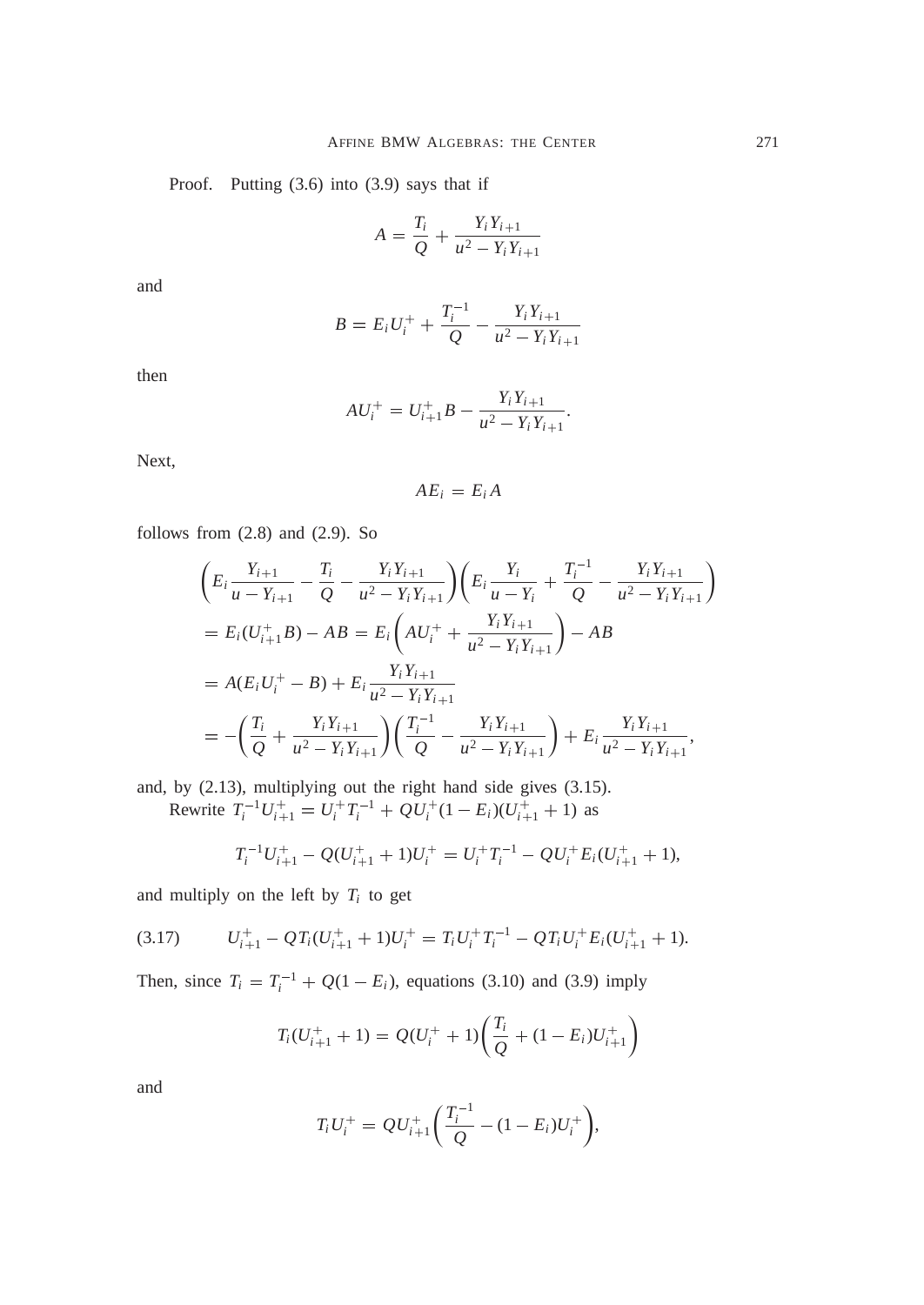Proof. Putting (3.6) into (3.9) says that if

$$A = \frac{T_i}{Q} + \frac{Y_i Y_{i+1}}{u^2 - Y_i Y_{i+1}}$$

and

$$B = E_i U_i^+ + \frac{T_i^{-1}}{Q} - \frac{Y_i Y_{i+1}}{u^2 - Y_i Y_{i+1}}$$

then

$$A U_i^+ = U_{i+1}^+ B - \frac{Y_i Y_{i+1}}{u^2 - Y_i Y_{i+1}}.$$

Next,

$$A E_i = E_i A$$

follows from (2.8) and (2.9). So

$$\begin{aligned}
&\left( E_i \frac{Y_{i+1}}{u - Y_{i+1}} - \frac{T_i}{Q} - \frac{Y_i Y_{i+1}}{u^2 - Y_i Y_{i+1}} \right) \left( E_i \frac{Y_i}{u - Y_i} + \frac{T_i^{-1}}{Q} - \frac{Y_i Y_{i+1}}{u^2 - Y_i Y_{i+1}} \right) \\
&= E_i (U_{i+1}^+ B) - AB = E_i \left( A U_i^+ + \frac{Y_i Y_{i+1}}{u^2 - Y_i Y_{i+1}} \right) - AB \\
&= A(E_i U_i^+ - B) + E_i \frac{Y_i Y_{i+1}}{u^2 - Y_i Y_{i+1}} \\
&= -\left( \frac{T_i}{Q} + \frac{Y_i Y_{i+1}}{u^2 - Y_i Y_{i+1}} \right) \left( \frac{T_i^{-1}}{Q} - \frac{Y_i Y_{i+1}}{u^2 - Y_i Y_{i+1}} \right) + E_i \frac{Y_i Y_{i+1}}{u^2 - Y_i Y_{i+1}},
\end{aligned}$$

and, by (2.13), multiplying out the right hand side gives (3.15).

Rewrite $T_i^{-1} U_{i+1}^+ = U_i^+ T_i^{-1} + Q U_i^+ (1 - E_i)(U_{i+1}^+ + 1)$ as

$$T_i^{-1} U_{i+1}^+ - Q(U_{i+1}^+ + 1) U_i^+ = U_i^+ T_i^{-1} - Q U_i^+ E_i (U_{i+1}^+ + 1),$$

and multiply on the left by $T_i$ to get

$$U_{i+1}^+ - Q T_i (U_{i+1}^+ + 1) U_i^+ = T_i U_i^+ T_i^{-1} - Q T_i U_i^+ E_i (U_{i+1}^+ + 1). \tag{3.17}$$

Then, since $T_i = T_i^{-1} + Q(1 - E_i)$, equations (3.10) and (3.9) imply

$$T_i (U_{i+1}^+ + 1) = Q(U_i^+ + 1) \left( \frac{T_i}{Q} + (1 - E_i) U_{i+1}^+ \right)$$

and

$$T_i U_i^+ = Q U_{i+1}^+ \left( \frac{T_i^{-1}}{Q} - (1 - E_i) U_i^+ \right),$$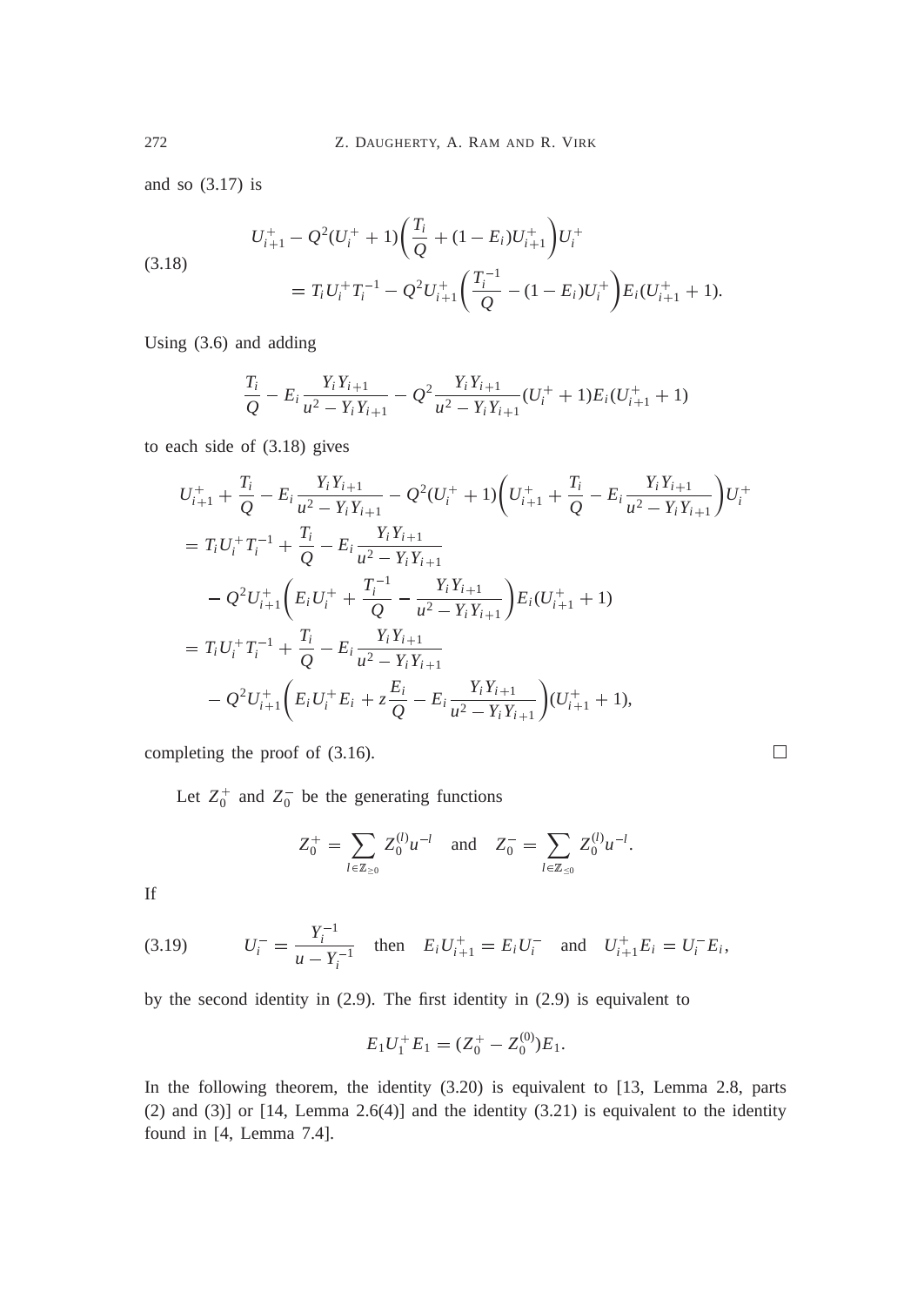and so (3.17) is

$$
\begin{aligned}
U_{i+1}^{+} - Q^2(U_i^{+}+1)\left(\frac{T_i}{Q} + (1-E_i)U_{i+1}^{+}\right)U_i^{+} \\
= T_i U_i^{+} T_i^{-1} - Q^2 U_{i+1}^{+}\left(\frac{T_i^{-1}}{Q} - (1-E_i)U_i^{+}\right)E_i(U_{i+1}^{+}+1).
\end{aligned}
\tag{3.18}
$$

Using (3.6) and adding

$$
\frac{T_i}{Q} - E_i\frac{Y_iY_{i+1}}{u^2 - Y_iY_{i+1}} - Q^2\frac{Y_iY_{i+1}}{u^2 - Y_iY_{i+1}}(U_i^{+}+1)E_i(U_{i+1}^{+}+1)
$$

to each side of (3.18) gives

$$
\begin{aligned}
&U_{i+1}^{+} + \frac{T_i}{Q} - E_i\frac{Y_iY_{i+1}}{u^2 - Y_iY_{i+1}} - Q^2(U_i^{+}+1)\left(U_{i+1}^{+} + \frac{T_i}{Q} - E_i\frac{Y_iY_{i+1}}{u^2 - Y_iY_{i+1}}\right)U_i^{+} \\
&= T_iU_i^{+}T_i^{-1} + \frac{T_i}{Q} - E_i\frac{Y_iY_{i+1}}{u^2 - Y_iY_{i+1}} \\
&\quad - Q^2U_{i+1}^{+}\left(E_iU_i^{+} + \frac{T_i^{-1}}{Q} - \frac{Y_iY_{i+1}}{u^2 - Y_iY_{i+1}}\right)E_i(U_{i+1}^{+}+1) \\
&= T_iU_i^{+}T_i^{-1} + \frac{T_i}{Q} - E_i\frac{Y_iY_{i+1}}{u^2 - Y_iY_{i+1}} \\
&\quad - Q^2U_{i+1}^{+}\left(E_iU_i^{+}E_i + z\frac{E_i}{Q} - E_i\frac{Y_iY_{i+1}}{u^2 - Y_iY_{i+1}}\right)(U_{i+1}^{+}+1),
\end{aligned}
$$

completing the proof of (3.16). □

Let $Z_0^{+}$ and $Z_0^{-}$ be the generating functions

$$
Z_0^{+} = \sum_{l\in\mathbb{Z}_{\geq 0}} Z_0^{(l)}u^{-l} \quad \text{and} \quad Z_0^{-} = \sum_{l\in\mathbb{Z}_{\leq 0}} Z_0^{(l)}u^{-l}.
$$

If

$$
U_i^{-} = \frac{Y_i^{-1}}{u - Y_i^{-1}} \quad \text{then} \quad E_iU_{i+1}^{+} = E_iU_i^{-} \quad \text{and} \quad U_{i+1}^{+}E_i = U_i^{-}E_i,
\tag{3.19}
$$

by the second identity in (2.9). The first identity in (2.9) is equivalent to

$$
E_1U_1^{+}E_1 = (Z_0^{+} - Z_0^{(0)})E_1.
$$

In the following theorem, the identity (3.20) is equivalent to [13, Lemma 2.8, parts (2) and (3)] or [14, Lemma 2.6(4)] and the identity (3.21) is equivalent to the identity found in [4, Lemma 7.4].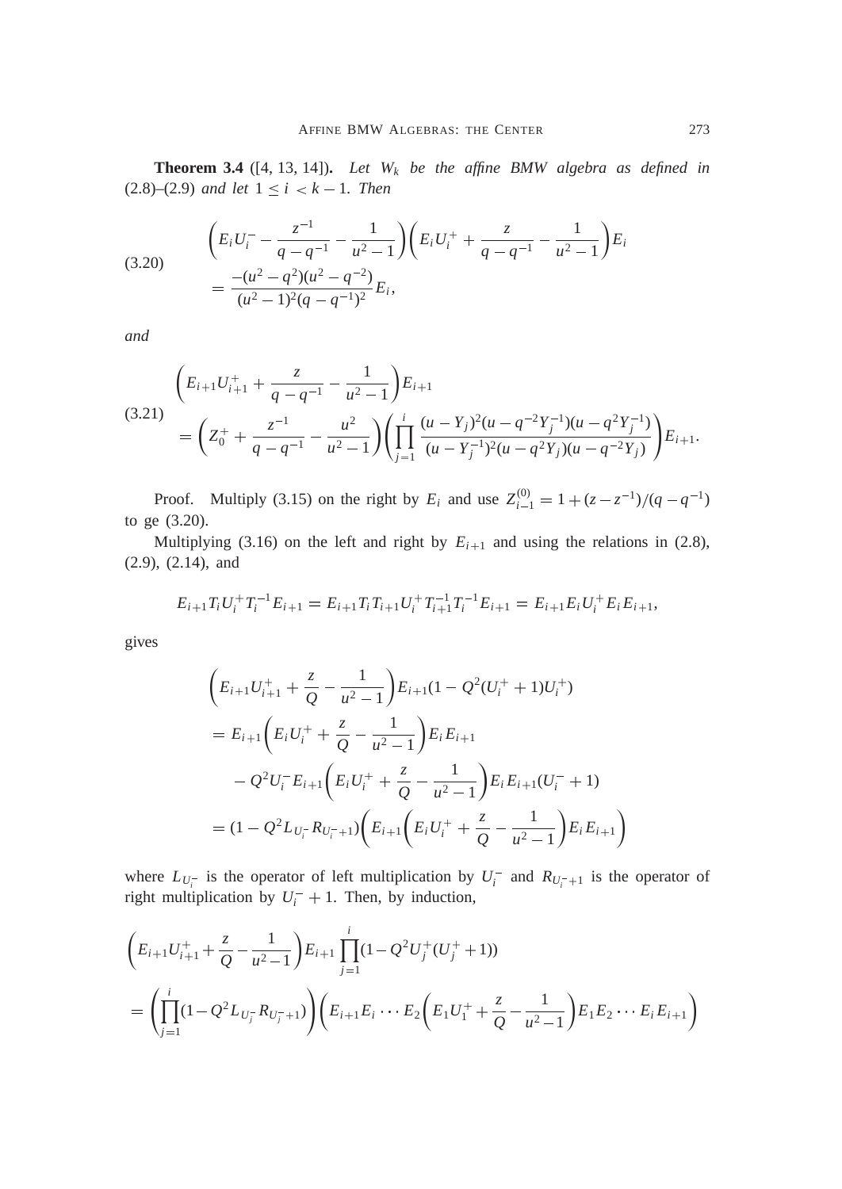**Theorem 3.4** ([4, 13, 14]). *Let $W_k$ be the affine BMW algebra as defined in* (2.8)–(2.9) *and let $1 \le i < k-1$. Then*

$$
\begin{aligned}
&\left(E_i U_i^- - \frac{z^{-1}}{q-q^{-1}} - \frac{1}{u^2-1}\right)\left(E_i U_i^+ + \frac{z}{q-q^{-1}} - \frac{1}{u^2-1}\right)E_i \\
&\quad = \frac{-(u^2-q^2)(u^2-q^{-2})}{(u^2-1)^2(q-q^{-1})^2}E_i,
\end{aligned}
\tag{3.20}
$$

*and*

$$
\begin{aligned}
&\left(E_{i+1}U_{i+1}^+ + \frac{z}{q-q^{-1}} - \frac{1}{u^2-1}\right)E_{i+1} \\
&\quad = \left(Z_0^+ + \frac{z^{-1}}{q-q^{-1}} - \frac{u^2}{u^2-1}\right)\left(\prod_{j=1}^{i} \frac{(u-Y_j)^2(u-q^{-2}Y_j^{-1})(u-q^2Y_j^{-1})}{(u-Y_j^{-1})^2(u-q^2Y_j)(u-q^{-2}Y_j)}\right)E_{i+1}.
\end{aligned}
\tag{3.21}
$$

Proof. Multiply (3.15) on the right by $E_i$ and use $Z_{i-1}^{(0)} = 1 + (z-z^{-1})/(q-q^{-1})$ to ge (3.20).

Multiplying (3.16) on the left and right by $E_{i+1}$ and using the relations in (2.8), (2.9), (2.14), and

$$
E_{i+1}T_iU_i^+T_i^{-1}E_{i+1} = E_{i+1}T_iT_{i+1}U_i^+T_{i+1}^{-1}T_i^{-1}E_{i+1} = E_{i+1}E_iU_i^+E_iE_{i+1},
$$

gives

$$
\begin{aligned}
&\left(E_{i+1}U_{i+1}^+ + \frac{z}{Q} - \frac{1}{u^2-1}\right)E_{i+1}(1 - Q^2(U_i^+ + 1)U_i^+) \\
&= E_{i+1}\left(E_iU_i^+ + \frac{z}{Q} - \frac{1}{u^2-1}\right)E_iE_{i+1} \\
&\quad - Q^2U_i^-E_{i+1}\left(E_iU_i^+ + \frac{z}{Q} - \frac{1}{u^2-1}\right)E_iE_{i+1}(U_i^- + 1) \\
&= (1 - Q^2L_{U_i^-}R_{U_i^-+1})\left(E_{i+1}\left(E_iU_i^+ + \frac{z}{Q} - \frac{1}{u^2-1}\right)E_iE_{i+1}\right)
\end{aligned}
$$

where $L_{U_i^-}$ is the operator of left multiplication by $U_i^-$ and $R_{U_i^-+1}$ is the operator of right multiplication by $U_i^- + 1$. Then, by induction,

$$
\begin{aligned}
&\left(E_{i+1}U_{i+1}^+ + \frac{z}{Q} - \frac{1}{u^2-1}\right)E_{i+1}\prod_{j=1}^{i}(1 - Q^2U_j^+(U_j^+ + 1)) \\
&= \left(\prod_{j=1}^{i}(1 - Q^2L_{U_j^-}R_{U_j^-+1})\right)\left(E_{i+1}E_i \cdots E_2\left(E_1U_1^+ + \frac{z}{Q} - \frac{1}{u^2-1}\right)E_1E_2 \cdots E_iE_{i+1}\right)
\end{aligned}
$$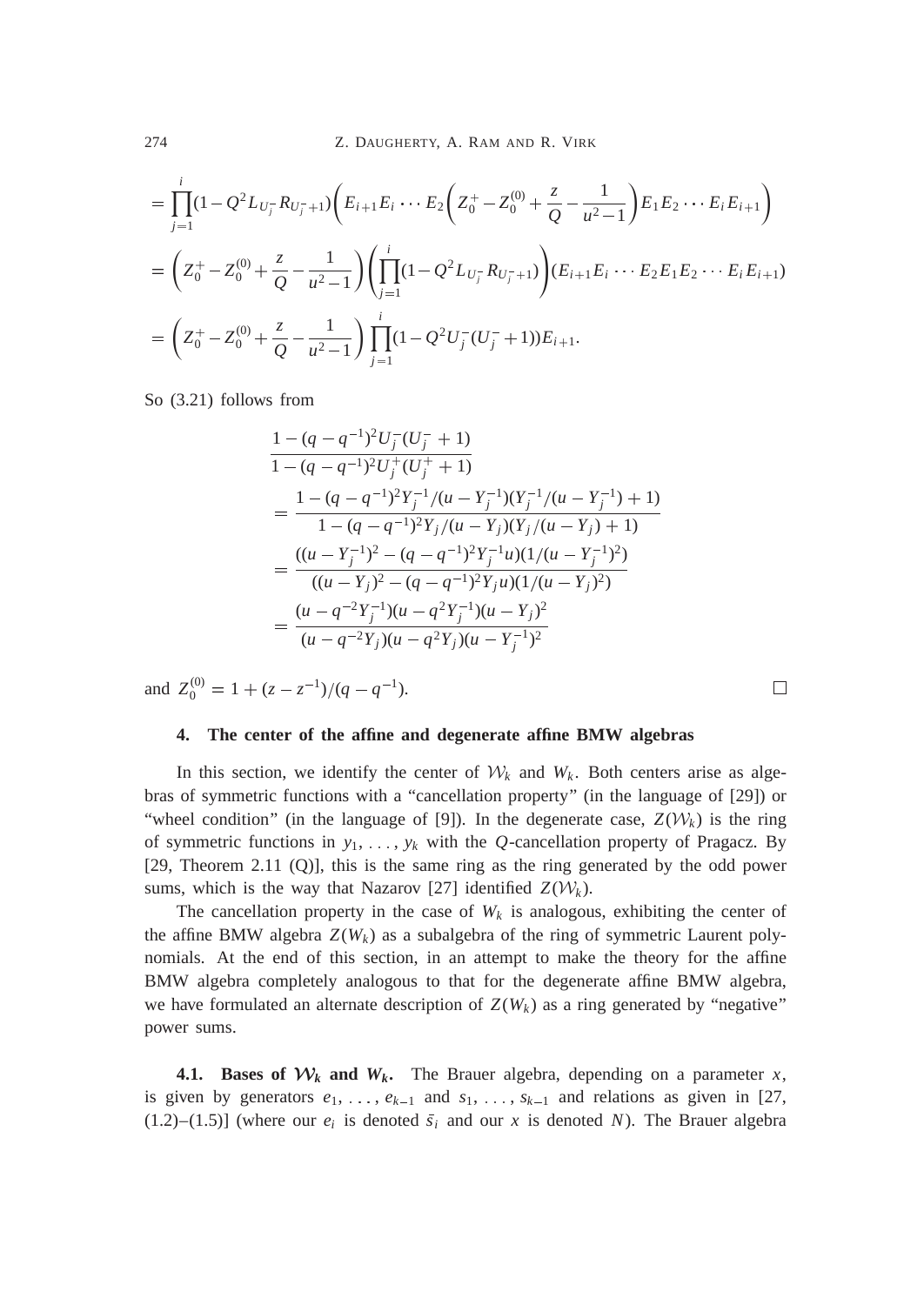$$= \prod_{j=1}^{i}(1 - Q^2 L_{U_j^-} R_{U_j^-+1}) \bigg( E_{i+1} E_i \cdots E_2 \bigg( Z_0^+ - Z_0^{(0)} + \frac{z}{Q} - \frac{1}{u^2-1} \bigg) E_1 E_2 \cdots E_i E_{i+1} \bigg)$$

$$= \bigg( Z_0^+ - Z_0^{(0)} + \frac{z}{Q} - \frac{1}{u^2-1} \bigg) \bigg( \prod_{j=1}^{i}(1 - Q^2 L_{U_j^-} R_{U_j^-+1}) \bigg) (E_{i+1} E_i \cdots E_2 E_1 E_2 \cdots E_i E_{i+1})$$

$$= \bigg( Z_0^+ - Z_0^{(0)} + \frac{z}{Q} - \frac{1}{u^2-1} \bigg) \prod_{j=1}^{i}(1 - Q^2 U_j^-(U_j^- + 1)) E_{i+1}.$$

So (3.21) follows from

$$\begin{aligned}
&\frac{1-(q-q^{-1})^2 U_j^-(U_j^-+1)}{1-(q-q^{-1})^2 U_j^+(U_j^++1)} \\
&= \frac{1-(q-q^{-1})^2 Y_j^{-1}/(u-Y_j^{-1})(Y_j^{-1}/(u-Y_j^{-1})+1)}{1-(q-q^{-1})^2 Y_j/(u-Y_j)(Y_j/(u-Y_j)+1)} \\
&= \frac{((u-Y_j^{-1})^2-(q-q^{-1})^2 Y_j^{-1} u)(1/(u-Y_j^{-1})^2)}{((u-Y_j)^2-(q-q^{-1})^2 Y_j u)(1/(u-Y_j)^2)} \\
&= \frac{(u-q^{-2}Y_j^{-1})(u-q^2 Y_j^{-1})(u-Y_j)^2}{(u-q^{-2}Y_j)(u-q^2 Y_j)(u-Y_j^{-1})^2}
\end{aligned}$$

and $Z_0^{(0)} = 1 + (z - z^{-1})/(q - q^{-1})$. □

## 4. The center of the affine and degenerate affine BMW algebras

In this section, we identify the center of $\mathcal{W}_k$ and $W_k$. Both centers arise as algebras of symmetric functions with a "cancellation property" (in the language of [29]) or "wheel condition" (in the language of [9]). In the degenerate case, $Z(\mathcal{W}_k)$ is the ring of symmetric functions in $y_1, \ldots, y_k$ with the $Q$-cancellation property of Pragacz. By [29, Theorem 2.11 (Q)], this is the same ring as the ring generated by the odd power sums, which is the way that Nazarov [27] identified $Z(\mathcal{W}_k)$.

The cancellation property in the case of $W_k$ is analogous, exhibiting the center of the affine BMW algebra $Z(W_k)$ as a subalgebra of the ring of symmetric Laurent polynomials. At the end of this section, in an attempt to make the theory for the affine BMW algebra completely analogous to that for the degenerate affine BMW algebra, we have formulated an alternate description of $Z(W_k)$ as a ring generated by "negative" power sums.

**4.1. Bases of $\mathcal{W}_k$ and $W_k$.** The Brauer algebra, depending on a parameter $x$, is given by generators $e_1, \ldots, e_{k-1}$ and $s_1, \ldots, s_{k-1}$ and relations as given in [27, (1.2)–(1.5)] (where our $e_i$ is denoted $\bar{s}_i$ and our $x$ is denoted $N$). The Brauer algebra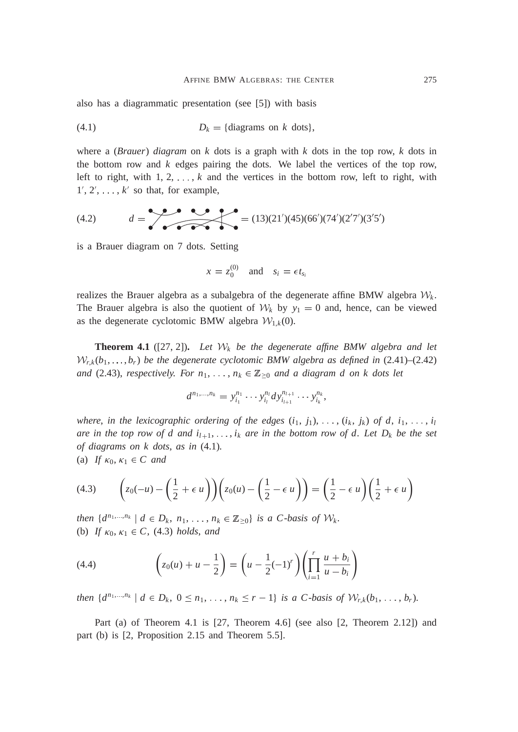also has a diagrammatic presentation (see [5]) with basis

$$D_k = \{\text{diagrams on } k \text{ dots}\}, \tag{4.1}$$

where a (*Brauer*) *diagram* on $k$ dots is a graph with $k$ dots in the top row, $k$ dots in the bottom row and $k$ edges pairing the dots. We label the vertices of the top row, left to right, with $1, 2, \ldots, k$ and the vertices in the bottom row, left to right, with $1', 2', \ldots, k'$ so that, for example,

$$d = \quad = (13)(21')(45)(66')(74')(2'7')(3'5') \tag{4.2}$$

is a Brauer diagram on 7 dots. Setting

$$x = z_0^{(0)} \quad \text{and} \quad s_i = \epsilon t_{s_i}$$

realizes the Brauer algebra as a subalgebra of the degenerate affine BMW algebra $\mathcal{W}_k$. The Brauer algebra is also the quotient of $\mathcal{W}_k$ by $y_1 = 0$ and, hence, can be viewed as the degenerate cyclotomic BMW algebra $\mathcal{W}_{1,k}(0)$.

**Theorem 4.1** ([27, 2]). *Let $\mathcal{W}_k$ be the degenerate affine BMW algebra and let $\mathcal{W}_{r,k}(b_1, \ldots, b_r)$ be the degenerate cyclotomic BMW algebra as defined in* (2.41)–(2.42) *and* (2.43), *respectively. For $n_1, \ldots, n_k \in \mathbb{Z}_{\geq 0}$ and a diagram $d$ on $k$ dots let*

$$d^{n_1,\ldots,n_k} = y_{i_1}^{n_1} \cdots y_{i_l}^{n_l} d y_{i_{l+1}}^{n_{l+1}} \cdots y_{i_k}^{n_k},$$

*where, in the lexicographic ordering of the edges $(i_1, j_1), \ldots, (i_k, j_k)$ of $d$, $i_1, \ldots, i_l$ are in the top row of $d$ and $i_{l+1}, \ldots, i_k$ are in the bottom row of $d$. Let $D_k$ be the set of diagrams on $k$ dots, as in* (4.1).

(a) *If $\kappa_0, \kappa_1 \in C$ and*

$$\left(z_0(-u) - \left(\frac{1}{2} + \epsilon\, u\right)\right)\left(z_0(u) - \left(\frac{1}{2} - \epsilon\, u\right)\right) = \left(\frac{1}{2} - \epsilon\, u\right)\left(\frac{1}{2} + \epsilon\, u\right) \tag{4.3}$$

*then $\{d^{n_1,\ldots,n_k} \mid d \in D_k,\ n_1, \ldots, n_k \in \mathbb{Z}_{\geq 0}\}$ is a $C$-basis of $\mathcal{W}_k$.*

(b) *If $\kappa_0, \kappa_1 \in C$,* (4.3) *holds, and*

$$\left(z_0(u) + u - \frac{1}{2}\right) = \left(u - \frac{1}{2}(-1)^r\right)\left(\prod_{i=1}^{r} \frac{u + b_i}{u - b_i}\right) \tag{4.4}$$

*then $\{d^{n_1,\ldots,n_k} \mid d \in D_k,\ 0 \leq n_1, \ldots, n_k \leq r - 1\}$ is a $C$-basis of $\mathcal{W}_{r,k}(b_1, \ldots, b_r)$.*

Part (a) of Theorem 4.1 is [27, Theorem 4.6] (see also [2, Theorem 2.12]) and part (b) is [2, Proposition 2.15 and Theorem 5.5].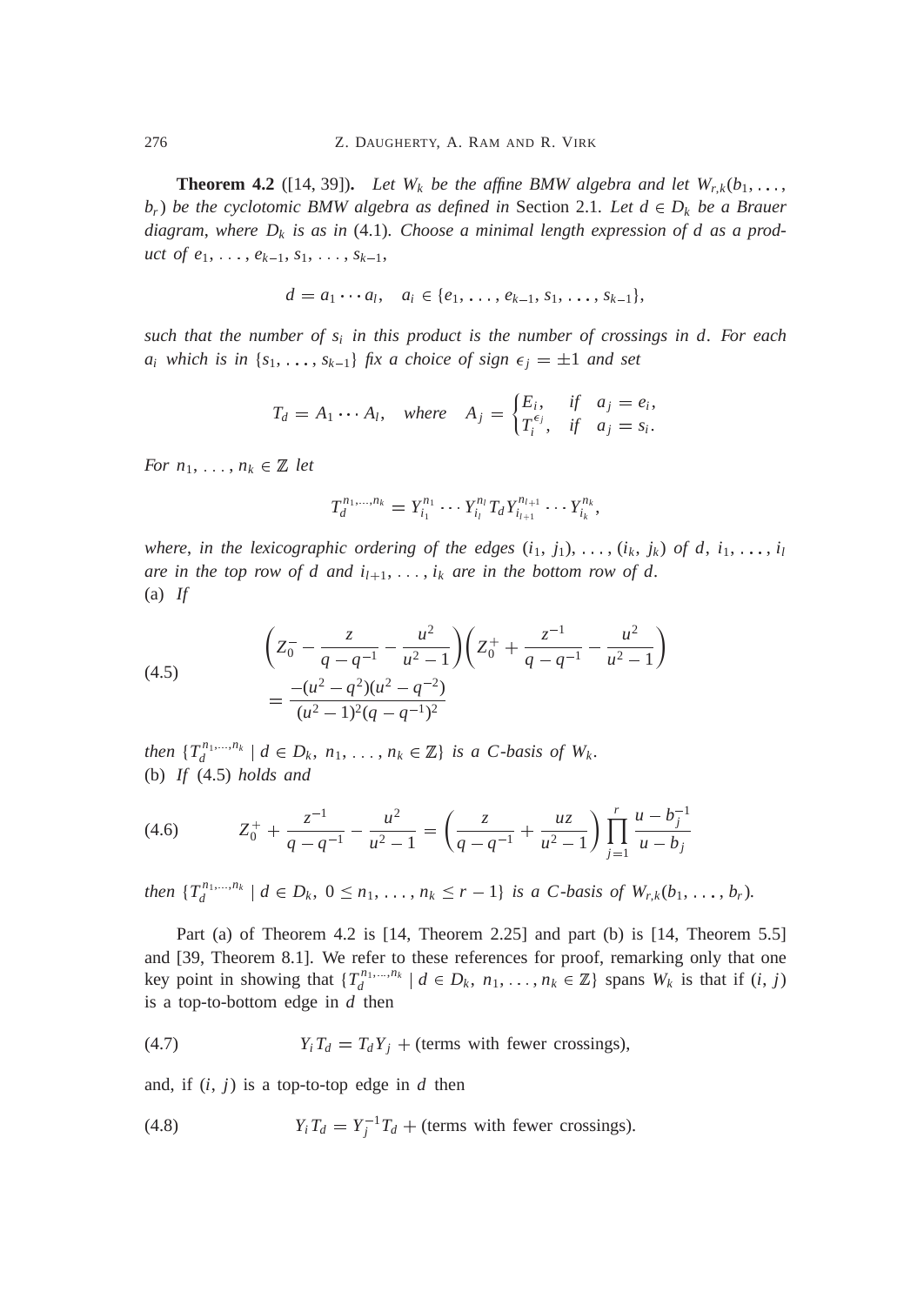**Theorem 4.2** ([14, 39]). *Let $W_k$ be the affine BMW algebra and let $W_{r,k}(b_1, \dots, b_r)$ be the cyclotomic BMW algebra as defined in* Section 2.1. *Let $d \in D_k$ be a Brauer diagram, where $D_k$ is as in* (4.1). *Choose a minimal length expression of $d$ as a product of $e_1, \dots, e_{k-1}, s_1, \dots, s_{k-1}$,*

$$d = a_1 \cdots a_l, \quad a_i \in \{e_1, \dots, e_{k-1}, s_1, \dots, s_{k-1}\},$$

*such that the number of $s_i$ in this product is the number of crossings in $d$. For each $a_i$ which is in $\{s_1, \dots, s_{k-1}\}$ fix a choice of sign $\epsilon_j = \pm 1$ and set*

$$T_d = A_1 \cdots A_l, \quad \text{where} \quad A_j = \begin{cases} E_i, & \text{if} \quad a_j = e_i, \\ T_i^{\epsilon_j}, & \text{if} \quad a_j = s_i. \end{cases}$$

*For $n_1, \dots, n_k \in \mathbb{Z}$ let*

$$T_d^{n_1, \dots, n_k} = Y_{i_1}^{n_1} \cdots Y_{i_l}^{n_l} T_d Y_{i_{l+1}}^{n_{l+1}} \cdots Y_{i_k}^{n_k},$$

*where, in the lexicographic ordering of the edges $(i_1, j_1), \dots, (i_k, j_k)$ of $d$, $i_1, \dots, i_l$ are in the top row of $d$ and $i_{l+1}, \dots, i_k$ are in the bottom row of $d$.*
(a) *If*

$$\left( Z_0^- - \frac{z}{q - q^{-1}} - \frac{u^2}{u^2 - 1} \right) \left( Z_0^+ + \frac{z^{-1}}{q - q^{-1}} - \frac{u^2}{u^2 - 1} \right) = \frac{-(u^2 - q^2)(u^2 - q^{-2})}{(u^2 - 1)^2 (q - q^{-1})^2} \tag{4.5}$$

*then $\{T_d^{n_1, \dots, n_k} \mid d \in D_k,\ n_1, \dots, n_k \in \mathbb{Z}\}$ is a $C$-basis of $W_k$.*
(b) *If* (4.5) *holds and*

$$Z_0^+ + \frac{z^{-1}}{q - q^{-1}} - \frac{u^2}{u^2 - 1} = \left( \frac{z}{q - q^{-1}} + \frac{uz}{u^2 - 1} \right) \prod_{j=1}^{r} \frac{u - b_j^{-1}}{u - b_j} \tag{4.6}$$

*then $\{T_d^{n_1, \dots, n_k} \mid d \in D_k,\ 0 \le n_1, \dots, n_k \le r - 1\}$ is a $C$-basis of $W_{r,k}(b_1, \dots, b_r)$.*

Part (a) of Theorem 4.2 is [14, Theorem 2.25] and part (b) is [14, Theorem 5.5] and [39, Theorem 8.1]. We refer to these references for proof, remarking only that one key point in showing that $\{T_d^{n_1, \dots, n_k} \mid d \in D_k,\ n_1, \dots, n_k \in \mathbb{Z}\}$ spans $W_k$ is that if $(i, j)$ is a top-to-bottom edge in $d$ then

$$Y_i T_d = T_d Y_j + (\text{terms with fewer crossings}), \tag{4.7}$$

and, if $(i, j)$ is a top-to-top edge in $d$ then

$$Y_i T_d = Y_j^{-1} T_d + (\text{terms with fewer crossings}). \tag{4.8}$$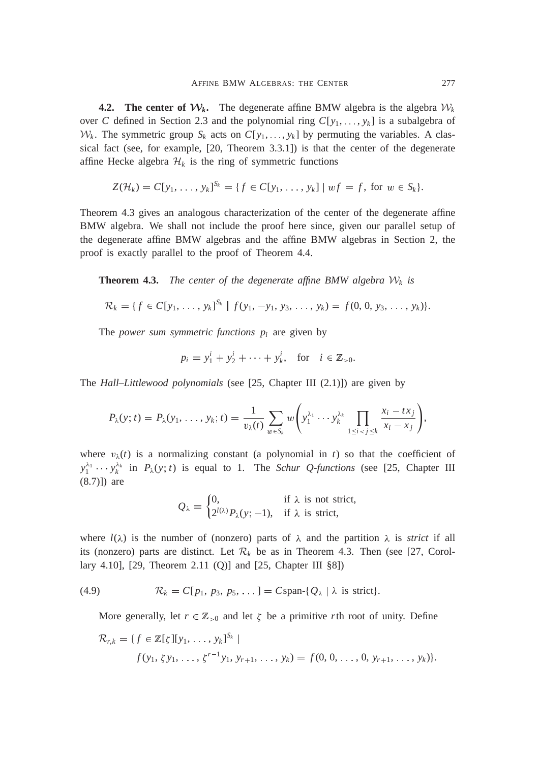**4.2. The center of $\mathcal{W}_k$.** The degenerate affine BMW algebra is the algebra $\mathcal{W}_k$ over $C$ defined in Section 2.3 and the polynomial ring $C[y_1, \dots, y_k]$ is a subalgebra of $\mathcal{W}_k$. The symmetric group $S_k$ acts on $C[y_1, \dots, y_k]$ by permuting the variables. A classical fact (see, for example, [20, Theorem 3.3.1]) is that the center of the degenerate affine Hecke algebra $\mathcal{H}_k$ is the ring of symmetric functions

$$Z(\mathcal{H}_k) = C[y_1, \dots, y_k]^{S_k} = \{ f \in C[y_1, \dots, y_k] \mid wf = f, \text{ for } w \in S_k \}.$$

Theorem 4.3 gives an analogous characterization of the center of the degenerate affine BMW algebra. We shall not include the proof here since, given our parallel setup of the degenerate affine BMW algebras and the affine BMW algebras in Section 2, the proof is exactly parallel to the proof of Theorem 4.4.

**Theorem 4.3.** *The center of the degenerate affine BMW algebra $\mathcal{W}_k$ is*

$$\mathcal{R}_k = \{ f \in C[y_1, \dots, y_k]^{S_k} \mid f(y_1, -y_1, y_3, \dots, y_k) = f(0, 0, y_3, \dots, y_k)\}.$$

The *power sum symmetric functions* $p_i$ are given by

$$p_i = y_1^i + y_2^i + \cdots + y_k^i, \quad \text{for} \quad i \in \mathbb{Z}_{>0}.$$

The *Hall–Littlewood polynomials* (see [25, Chapter III (2.1)]) are given by

$$P_\lambda(y;t) = P_\lambda(y_1, \dots, y_k; t) = \frac{1}{v_\lambda(t)} \sum_{w \in S_k} w\left( y_1^{\lambda_1} \cdots y_k^{\lambda_k} \prod_{1 \le i < j \le k} \frac{x_i - t x_j}{x_i - x_j} \right),$$

where $v_\lambda(t)$ is a normalizing constant (a polynomial in $t$) so that the coefficient of $y_1^{\lambda_1} \cdots y_k^{\lambda_k}$ in $P_\lambda(y;t)$ is equal to 1. The *Schur Q-functions* (see [25, Chapter III (8.7)]) are

$$Q_\lambda = \begin{cases} 0, & \text{if } \lambda \text{ is not strict,} \\ 2^{l(\lambda)} P_\lambda(y; -1), & \text{if } \lambda \text{ is strict,} \end{cases}$$

where $l(\lambda)$ is the number of (nonzero) parts of $\lambda$ and the partition $\lambda$ is *strict* if all its (nonzero) parts are distinct. Let $\mathcal{R}_k$ be as in Theorem 4.3. Then (see [27, Corollary 4.10], [29, Theorem 2.11 (Q)] and [25, Chapter III §8])

$$\mathcal{R}_k = C[p_1, p_3, p_5, \dots] = C\text{span-}\{ Q_\lambda \mid \lambda \text{ is strict}\}. \tag{4.9}$$

More generally, let $r \in \mathbb{Z}_{>0}$ and let $\zeta$ be a primitive $r$th root of unity. Define

$$\begin{aligned} \mathcal{R}_{r,k} = \{ & f \in \mathbb{Z}[\zeta][y_1, \dots, y_k]^{S_k} \mid \\ & f(y_1, \zeta y_1, \dots, \zeta^{r-1} y_1, y_{r+1}, \dots, y_k) = f(0, 0, \dots, 0, y_{r+1}, \dots, y_k)\}. \end{aligned}$$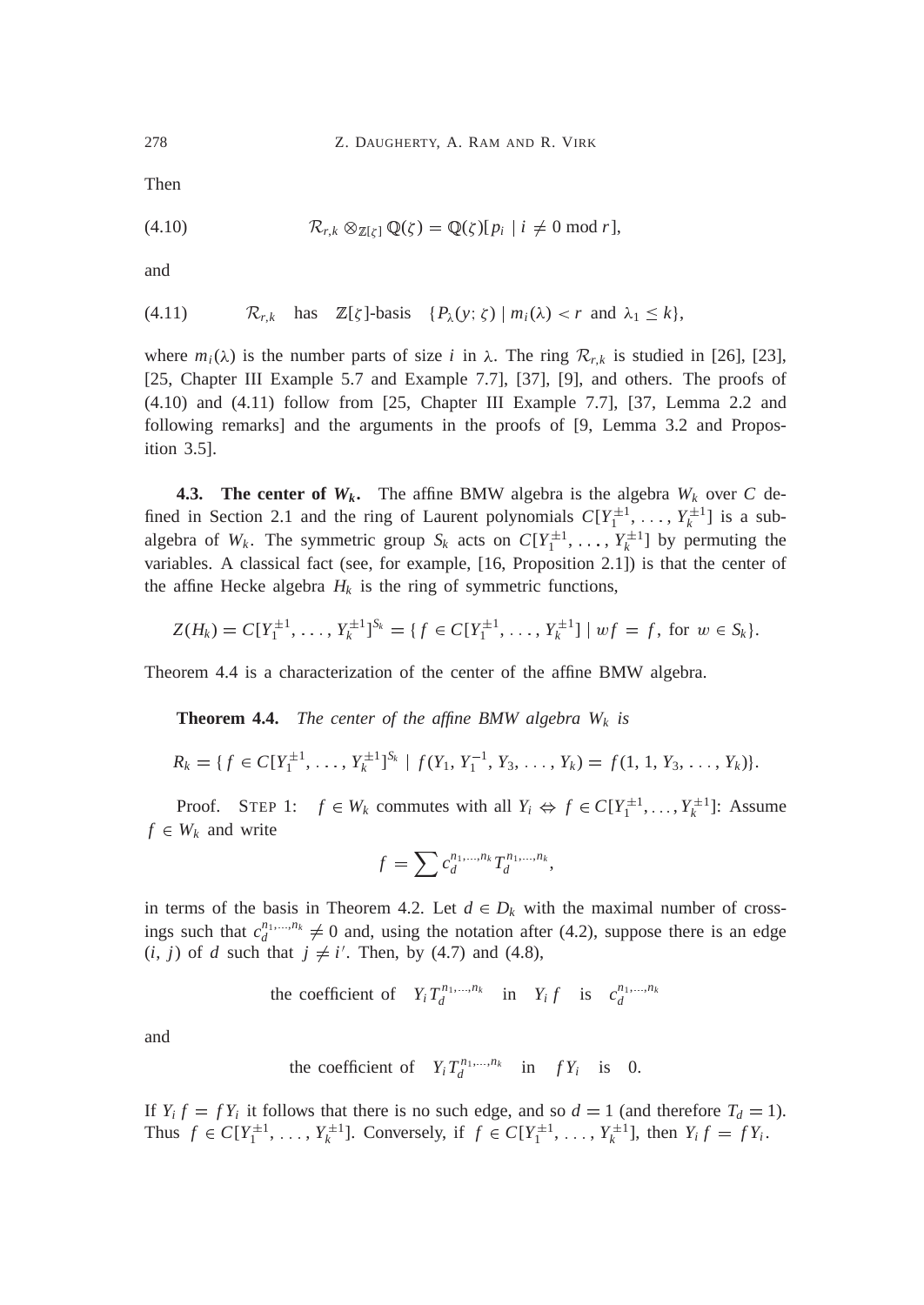Then

$$\mathcal{R}_{r,k} \otimes_{\mathbb{Z}[\zeta]} \mathbb{Q}(\zeta) = \mathbb{Q}(\zeta)[p_i \mid i \neq 0 \bmod r], \tag{4.10}$$

and

$$\mathcal{R}_{r,k} \quad \text{has} \quad \mathbb{Z}[\zeta]\text{-basis} \quad \{P_\lambda(y;\zeta) \mid m_i(\lambda) < r \text{ and } \lambda_1 \leq k\}, \tag{4.11}$$

where $m_i(\lambda)$ is the number parts of size $i$ in $\lambda$. The ring $\mathcal{R}_{r,k}$ is studied in [26], [23], [25, Chapter III Example 5.7 and Example 7.7], [37], [9], and others. The proofs of (4.10) and (4.11) follow from [25, Chapter III Example 7.7], [37, Lemma 2.2 and following remarks] and the arguments in the proofs of [9, Lemma 3.2 and Proposition 3.5].

**4.3. The center of $W_k$.** The affine BMW algebra is the algebra $W_k$ over $C$ defined in Section 2.1 and the ring of Laurent polynomials $C[Y_1^{\pm 1}, \ldots, Y_k^{\pm 1}]$ is a subalgebra of $W_k$. The symmetric group $S_k$ acts on $C[Y_1^{\pm 1}, \ldots, Y_k^{\pm 1}]$ by permuting the variables. A classical fact (see, for example, [16, Proposition 2.1]) is that the center of the affine Hecke algebra $H_k$ is the ring of symmetric functions,

$$Z(H_k) = C[Y_1^{\pm 1}, \ldots, Y_k^{\pm 1}]^{S_k} = \{ f \in C[Y_1^{\pm 1}, \ldots, Y_k^{\pm 1}] \mid wf = f, \text{ for } w \in S_k\}.$$

Theorem 4.4 is a characterization of the center of the affine BMW algebra.

**Theorem 4.4.** *The center of the affine BMW algebra $W_k$ is*

$$R_k = \{ f \in C[Y_1^{\pm 1}, \ldots, Y_k^{\pm 1}]^{S_k} \mid f(Y_1, Y_1^{-1}, Y_3, \ldots, Y_k) = f(1, 1, Y_3, \ldots, Y_k)\}.$$

*Proof.* STEP 1: $f \in W_k$ commutes with all $Y_i \Leftrightarrow f \in C[Y_1^{\pm 1}, \ldots, Y_k^{\pm 1}]$: Assume $f \in W_k$ and write

$$f = \sum c_d^{n_1,\ldots,n_k} T_d^{n_1,\ldots,n_k},$$

in terms of the basis in Theorem 4.2. Let $d \in D_k$ with the maximal number of crossings such that $c_d^{n_1,\ldots,n_k} \neq 0$ and, using the notation after (4.2), suppose there is an edge $(i, j)$ of $d$ such that $j \neq i'$. Then, by (4.7) and (4.8),

$$\text{the coefficient of} \quad Y_i T_d^{n_1,\ldots,n_k} \quad \text{in} \quad Y_i f \quad \text{is} \quad c_d^{n_1,\ldots,n_k}$$

and

$$\text{the coefficient of} \quad Y_i T_d^{n_1,\ldots,n_k} \quad \text{in} \quad f Y_i \quad \text{is} \quad 0.$$

If $Y_i f = f Y_i$ it follows that there is no such edge, and so $d = 1$ (and therefore $T_d = 1$). Thus $f \in C[Y_1^{\pm 1}, \ldots, Y_k^{\pm 1}]$. Conversely, if $f \in C[Y_1^{\pm 1}, \ldots, Y_k^{\pm 1}]$, then $Y_i f = f Y_i$.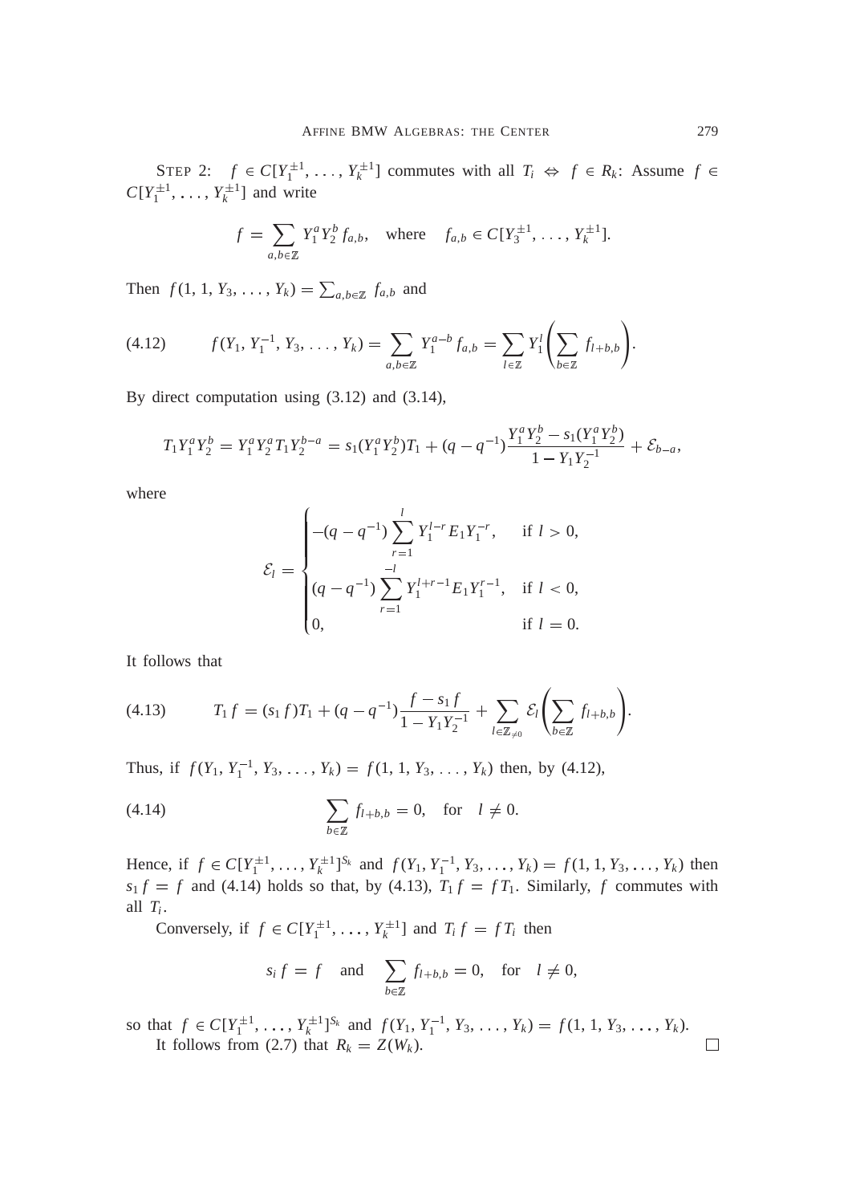STEP 2: $f \in C[Y_1^{\pm 1}, \ldots, Y_k^{\pm 1}]$ commutes with all $T_i \Leftrightarrow f \in R_k$: Assume $f \in C[Y_1^{\pm 1}, \ldots, Y_k^{\pm 1}]$ and write

$$f = \sum_{a,b \in \mathbb{Z}} Y_1^a Y_2^b f_{a,b}, \quad \text{where} \quad f_{a,b} \in C[Y_3^{\pm 1}, \ldots, Y_k^{\pm 1}].$$

Then $f(1, 1, Y_3, \ldots, Y_k) = \sum_{a,b \in \mathbb{Z}} f_{a,b}$ and

$$f(Y_1, Y_1^{-1}, Y_3, \ldots, Y_k) = \sum_{a,b \in \mathbb{Z}} Y_1^{a-b} f_{a,b} = \sum_{l \in \mathbb{Z}} Y_1^l \left( \sum_{b \in \mathbb{Z}} f_{l+b,b} \right). \tag{4.12}$$

By direct computation using (3.12) and (3.14),

$$T_1 Y_1^a Y_2^b = Y_1^a Y_2^a T_1 Y_2^{b-a} = s_1(Y_1^a Y_2^b) T_1 + (q - q^{-1}) \frac{Y_1^a Y_2^b - s_1(Y_1^a Y_2^b)}{1 - Y_1 Y_2^{-1}} + \mathcal{E}_{b-a},$$

where

$$\mathcal{E}_l = \begin{cases} -(q - q^{-1}) \displaystyle\sum_{r=1}^{l} Y_1^{l-r} E_1 Y_1^{-r}, & \text{if } l > 0, \\ (q - q^{-1}) \displaystyle\sum_{r=1}^{-l} Y_1^{l+r-1} E_1 Y_1^{r-1}, & \text{if } l < 0, \\ 0, & \text{if } l = 0. \end{cases}$$

It follows that

$$T_1 f = (s_1 f) T_1 + (q - q^{-1}) \frac{f - s_1 f}{1 - Y_1 Y_2^{-1}} + \sum_{l \in \mathbb{Z}_{\neq 0}} \mathcal{E}_l \left( \sum_{b \in \mathbb{Z}} f_{l+b,b} \right). \tag{4.13}$$

Thus, if $f(Y_1, Y_1^{-1}, Y_3, \ldots, Y_k) = f(1, 1, Y_3, \ldots, Y_k)$ then, by (4.12),

$$\sum_{b \in \mathbb{Z}} f_{l+b,b} = 0, \quad \text{for} \quad l \neq 0. \tag{4.14}$$

Hence, if $f \in C[Y_1^{\pm 1}, \ldots, Y_k^{\pm 1}]^{S_k}$ and $f(Y_1, Y_1^{-1}, Y_3, \ldots, Y_k) = f(1, 1, Y_3, \ldots, Y_k)$ then $s_1 f = f$ and (4.14) holds so that, by (4.13), $T_1 f = f T_1$. Similarly, $f$ commutes with all $T_i$.

Conversely, if $f \in C[Y_1^{\pm 1}, \ldots, Y_k^{\pm 1}]$ and $T_i f = f T_i$ then

$$s_i f = f \quad \text{and} \quad \sum_{b \in \mathbb{Z}} f_{l+b,b} = 0, \quad \text{for} \quad l \neq 0,$$

so that $f \in C[Y_1^{\pm 1}, \ldots, Y_k^{\pm 1}]^{S_k}$ and $f(Y_1, Y_1^{-1}, Y_3, \ldots, Y_k) = f(1, 1, Y_3, \ldots, Y_k)$.

It follows from (2.7) that $R_k = Z(W_k)$. □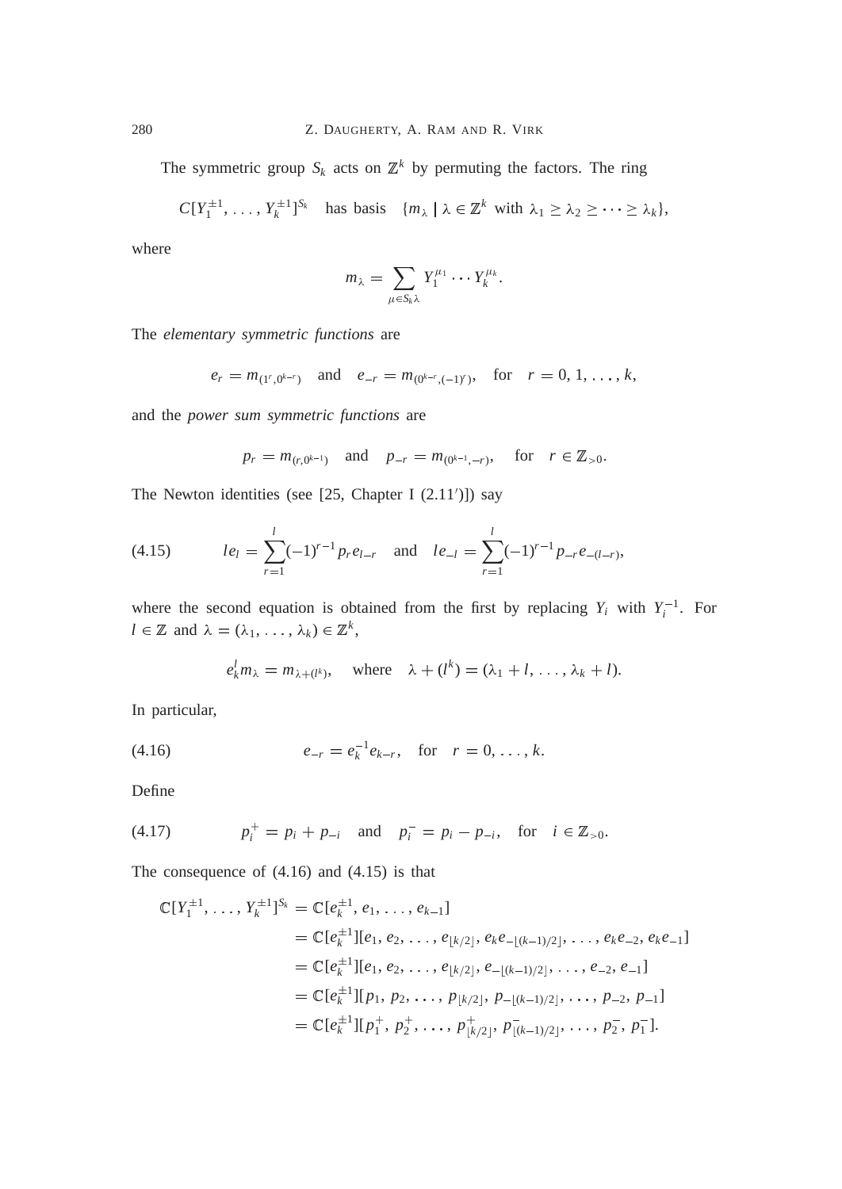The symmetric group $S_k$ acts on $\mathbb{Z}^k$ by permuting the factors. The ring

$$C[Y_1^{\pm 1}, \ldots, Y_k^{\pm 1}]^{S_k} \quad \text{has basis} \quad \{m_\lambda \mid \lambda \in \mathbb{Z}^k \text{ with } \lambda_1 \geq \lambda_2 \geq \cdots \geq \lambda_k\},$$

where

$$m_\lambda = \sum_{\mu \in S_k \lambda} Y_1^{\mu_1} \cdots Y_k^{\mu_k}.$$

The *elementary symmetric functions* are

$$e_r = m_{(1^r, 0^{k-r})} \quad \text{and} \quad e_{-r} = m_{(0^{k-r}, (-1)^r)}, \quad \text{for} \quad r = 0, 1, \ldots, k,$$

and the *power sum symmetric functions* are

$$p_r = m_{(r, 0^{k-1})} \quad \text{and} \quad p_{-r} = m_{(0^{k-1}, -r)}, \quad \text{for} \quad r \in \mathbb{Z}_{>0}.$$

The Newton identities (see [25, Chapter I (2.11′)]) say

$$le_l = \sum_{r=1}^{l} (-1)^{r-1} p_r e_{l-r} \quad \text{and} \quad le_{-l} = \sum_{r=1}^{l} (-1)^{r-1} p_{-r} e_{-(l-r)}, \tag{4.15}$$

where the second equation is obtained from the first by replacing $Y_i$ with $Y_i^{-1}$. For $l \in \mathbb{Z}$ and $\lambda = (\lambda_1, \ldots, \lambda_k) \in \mathbb{Z}^k$,

$$e_k^l m_\lambda = m_{\lambda + (l^k)}, \quad \text{where} \quad \lambda + (l^k) = (\lambda_1 + l, \ldots, \lambda_k + l).$$

In particular,

$$e_{-r} = e_k^{-1} e_{k-r}, \quad \text{for} \quad r = 0, \ldots, k. \tag{4.16}$$

Define

$$p_i^+ = p_i + p_{-i} \quad \text{and} \quad p_i^- = p_i - p_{-i}, \quad \text{for} \quad i \in \mathbb{Z}_{>0}. \tag{4.17}$$

The consequence of (4.16) and (4.15) is that

$$\begin{aligned}
\mathbb{C}[Y_1^{\pm 1}, \ldots, Y_k^{\pm 1}]^{S_k} &= \mathbb{C}[e_k^{\pm 1}, e_1, \ldots, e_{k-1}] \\
&= \mathbb{C}[e_k^{\pm 1}][e_1, e_2, \ldots, e_{\lfloor k/2 \rfloor}, e_k e_{-\lfloor (k-1)/2 \rfloor}, \ldots, e_k e_{-2}, e_k e_{-1}] \\
&= \mathbb{C}[e_k^{\pm 1}][e_1, e_2, \ldots, e_{\lfloor k/2 \rfloor}, e_{-\lfloor (k-1)/2 \rfloor}, \ldots, e_{-2}, e_{-1}] \\
&= \mathbb{C}[e_k^{\pm 1}][p_1, p_2, \ldots, p_{\lfloor k/2 \rfloor}, p_{-\lfloor (k-1)/2 \rfloor}, \ldots, p_{-2}, p_{-1}] \\
&= \mathbb{C}[e_k^{\pm 1}][p_1^+, p_2^+, \ldots, p_{\lfloor k/2 \rfloor}^+, p_{\lfloor (k-1)/2 \rfloor}^-, \ldots, p_2^-, p_1^-].
\end{aligned}$$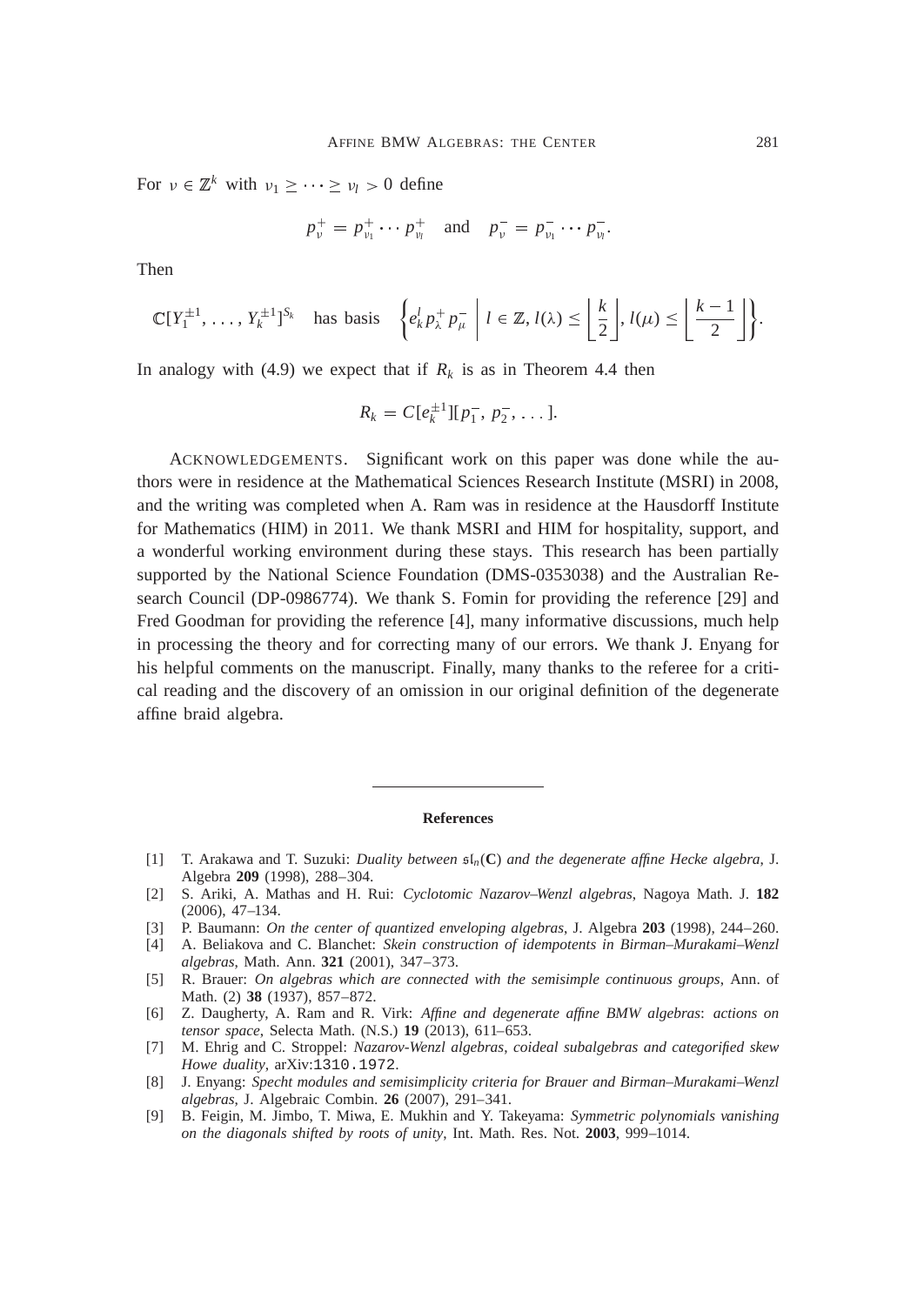For $\nu \in \mathbb{Z}^k$ with $\nu_1 \geq \cdots \geq \nu_l > 0$ define

$$p_\nu^+ = p_{\nu_1}^+ \cdots p_{\nu_l}^+ \quad \text{and} \quad p_\nu^- = p_{\nu_1}^- \cdots p_{\nu_l}^-.$$

Then

$$\mathbb{C}[Y_1^{\pm 1}, \ldots, Y_k^{\pm 1}]^{S_k} \quad \text{has basis} \quad \left\{ e_k^l p_\lambda^+ p_\mu^- \;\middle|\; l \in \mathbb{Z}, l(\lambda) \leq \left\lfloor \frac{k}{2} \right\rfloor, l(\mu) \leq \left\lfloor \frac{k-1}{2} \right\rfloor \right\}.$$

In analogy with (4.9) we expect that if $R_k$ is as in Theorem 4.4 then

$$R_k = C[e_k^{\pm 1}][p_1^-, p_2^-, \ldots].$$

ACKNOWLEDGEMENTS. Significant work on this paper was done while the authors were in residence at the Mathematical Sciences Research Institute (MSRI) in 2008, and the writing was completed when A. Ram was in residence at the Hausdorff Institute for Mathematics (HIM) in 2011. We thank MSRI and HIM for hospitality, support, and a wonderful working environment during these stays. This research has been partially supported by the National Science Foundation (DMS-0353038) and the Australian Research Council (DP-0986774). We thank S. Fomin for providing the reference [29] and Fred Goodman for providing the reference [4], many informative discussions, much help in processing the theory and for correcting many of our errors. We thank J. Enyang for his helpful comments on the manuscript. Finally, many thanks to the referee for a critical reading and the discovery of an omission in our original definition of the degenerate affine braid algebra.

## References

[1] T. Arakawa and T. Suzuki: *Duality between $\mathfrak{sl}_n(\mathbf{C})$ and the degenerate affine Hecke algebra*, J. Algebra **209** (1998), 288–304.

[2] S. Ariki, A. Mathas and H. Rui: *Cyclotomic Nazarov–Wenzl algebras*, Nagoya Math. J. **182** (2006), 47–134.

[3] P. Baumann: *On the center of quantized enveloping algebras*, J. Algebra **203** (1998), 244–260.

[4] A. Beliakova and C. Blanchet: *Skein construction of idempotents in Birman–Murakami–Wenzl algebras*, Math. Ann. **321** (2001), 347–373.

[5] R. Brauer: *On algebras which are connected with the semisimple continuous groups*, Ann. of Math. (2) **38** (1937), 857–872.

[6] Z. Daugherty, A. Ram and R. Virk: *Affine and degenerate affine BMW algebras*: *actions on tensor space*, Selecta Math. (N.S.) **19** (2013), 611–653.

[7] M. Ehrig and C. Stroppel: *Nazarov-Wenzl algebras, coideal subalgebras and categorified skew Howe duality*, arXiv:1310.1972.

[8] J. Enyang: *Specht modules and semisimplicity criteria for Brauer and Birman–Murakami–Wenzl algebras*, J. Algebraic Combin. **26** (2007), 291–341.

[9] B. Feigin, M. Jimbo, T. Miwa, E. Mukhin and Y. Takeyama: *Symmetric polynomials vanishing on the diagonals shifted by roots of unity*, Int. Math. Res. Not. **2003**, 999–1014.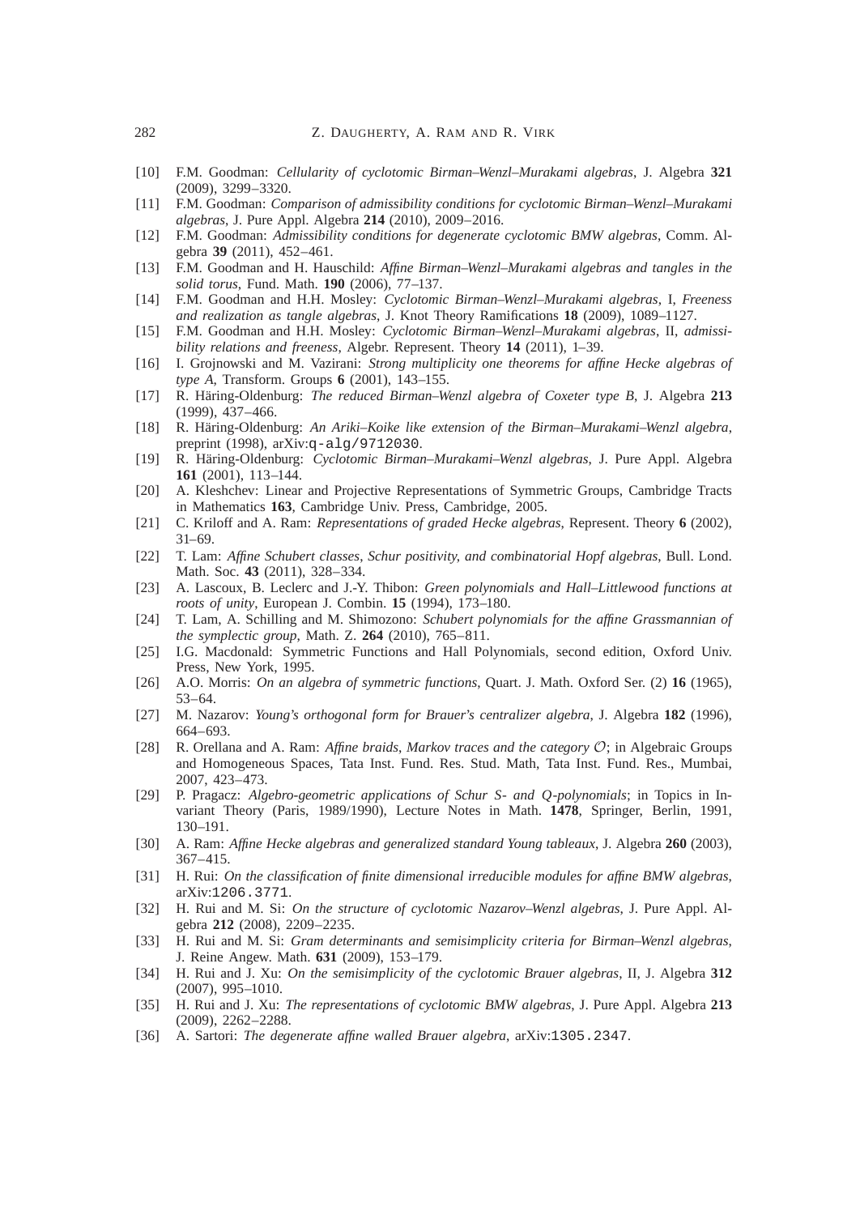[10] F.M. Goodman: *Cellularity of cyclotomic Birman–Wenzl–Murakami algebras*, J. Algebra **321** (2009), 3299–3320.

[11] F.M. Goodman: *Comparison of admissibility conditions for cyclotomic Birman–Wenzl–Murakami algebras*, J. Pure Appl. Algebra **214** (2010), 2009–2016.

[12] F.M. Goodman: *Admissibility conditions for degenerate cyclotomic BMW algebras*, Comm. Algebra **39** (2011), 452–461.

[13] F.M. Goodman and H. Hauschild: *Affine Birman–Wenzl–Murakami algebras and tangles in the solid torus*, Fund. Math. **190** (2006), 77–137.

[14] F.M. Goodman and H.H. Mosley: *Cyclotomic Birman–Wenzl–Murakami algebras*, I, *Freeness and realization as tangle algebras*, J. Knot Theory Ramifications **18** (2009), 1089–1127.

[15] F.M. Goodman and H.H. Mosley: *Cyclotomic Birman–Wenzl–Murakami algebras*, II, *admissibility relations and freeness*, Algebr. Represent. Theory **14** (2011), 1–39.

[16] I. Grojnowski and M. Vazirani: *Strong multiplicity one theorems for affine Hecke algebras of type A*, Transform. Groups **6** (2001), 143–155.

[17] R. Häring-Oldenburg: *The reduced Birman–Wenzl algebra of Coxeter type B*, J. Algebra **213** (1999), 437–466.

[18] R. Häring-Oldenburg: *An Ariki–Koike like extension of the Birman–Murakami–Wenzl algebra*, preprint (1998), arXiv:q-alg/9712030.

[19] R. Häring-Oldenburg: *Cyclotomic Birman–Murakami–Wenzl algebras*, J. Pure Appl. Algebra **161** (2001), 113–144.

[20] A. Kleshchev: Linear and Projective Representations of Symmetric Groups, Cambridge Tracts in Mathematics **163**, Cambridge Univ. Press, Cambridge, 2005.

[21] C. Kriloff and A. Ram: *Representations of graded Hecke algebras*, Represent. Theory **6** (2002), 31–69.

[22] T. Lam: *Affine Schubert classes, Schur positivity, and combinatorial Hopf algebras*, Bull. Lond. Math. Soc. **43** (2011), 328–334.

[23] A. Lascoux, B. Leclerc and J.-Y. Thibon: *Green polynomials and Hall–Littlewood functions at roots of unity*, European J. Combin. **15** (1994), 173–180.

[24] T. Lam, A. Schilling and M. Shimozono: *Schubert polynomials for the affine Grassmannian of the symplectic group*, Math. Z. **264** (2010), 765–811.

[25] I.G. Macdonald: Symmetric Functions and Hall Polynomials, second edition, Oxford Univ. Press, New York, 1995.

[26] A.O. Morris: *On an algebra of symmetric functions*, Quart. J. Math. Oxford Ser. (2) **16** (1965), 53–64.

[27] M. Nazarov: *Young's orthogonal form for Brauer's centralizer algebra*, J. Algebra **182** (1996), 664–693.

[28] R. Orellana and A. Ram: *Affine braids, Markov traces and the category $\mathcal{O}$*; in Algebraic Groups and Homogeneous Spaces, Tata Inst. Fund. Res. Stud. Math, Tata Inst. Fund. Res., Mumbai, 2007, 423–473.

[29] P. Pragacz: *Algebro-geometric applications of Schur S- and Q-polynomials*; in Topics in Invariant Theory (Paris, 1989/1990), Lecture Notes in Math. **1478**, Springer, Berlin, 1991, 130–191.

[30] A. Ram: *Affine Hecke algebras and generalized standard Young tableaux*, J. Algebra **260** (2003), 367–415.

[31] H. Rui: *On the classification of finite dimensional irreducible modules for affine BMW algebras*, arXiv:1206.3771.

[32] H. Rui and M. Si: *On the structure of cyclotomic Nazarov–Wenzl algebras*, J. Pure Appl. Algebra **212** (2008), 2209–2235.

[33] H. Rui and M. Si: *Gram determinants and semisimplicity criteria for Birman–Wenzl algebras*, J. Reine Angew. Math. **631** (2009), 153–179.

[34] H. Rui and J. Xu: *On the semisimplicity of the cyclotomic Brauer algebras*, II, J. Algebra **312** (2007), 995–1010.

[35] H. Rui and J. Xu: *The representations of cyclotomic BMW algebras*, J. Pure Appl. Algebra **213** (2009), 2262–2288.

[36] A. Sartori: *The degenerate affine walled Brauer algebra*, arXiv:1305.2347.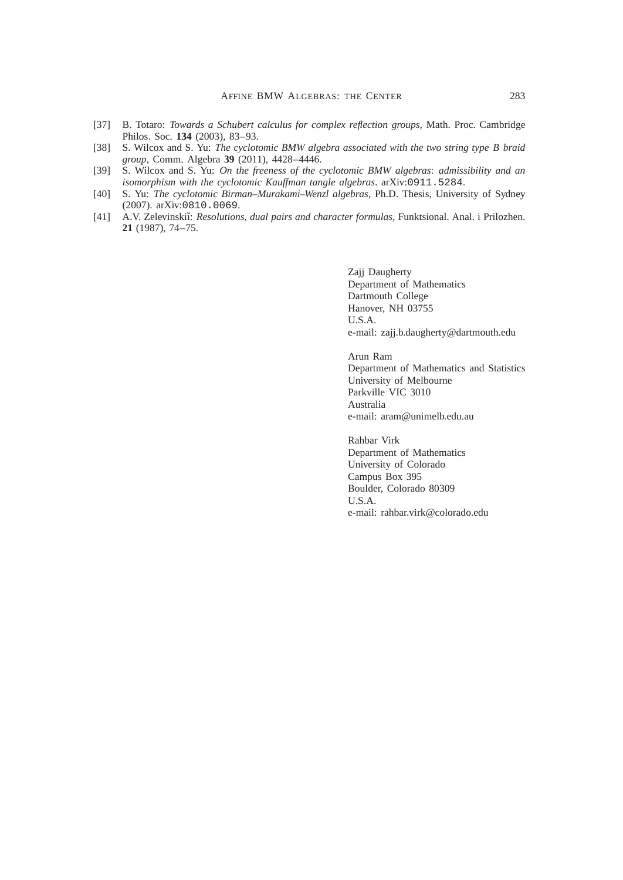[37] B. Totaro: *Towards a Schubert calculus for complex reflection groups*, Math. Proc. Cambridge Philos. Soc. **134** (2003), 83–93.

[38] S. Wilcox and S. Yu: *The cyclotomic BMW algebra associated with the two string type B braid group*, Comm. Algebra **39** (2011), 4428–4446.

[39] S. Wilcox and S. Yu: *On the freeness of the cyclotomic BMW algebras: admissibility and an isomorphism with the cyclotomic Kauffman tangle algebras*. arXiv:0911.5284.

[40] S. Yu: *The cyclotomic Birman–Murakami–Wenzl algebras*, Ph.D. Thesis, University of Sydney (2007). arXiv:0810.0069.

[41] A.V. Zelevinskiĭ: *Resolutions, dual pairs and character formulas*, Funktsional. Anal. i Prilozhen. **21** (1987), 74–75.

Zajj Daugherty
Department of Mathematics
Dartmouth College
Hanover, NH 03755
U.S.A.
e-mail: zajj.b.daugherty@dartmouth.edu

Arun Ram
Department of Mathematics and Statistics
University of Melbourne
Parkville VIC 3010
Australia
e-mail: aram@unimelb.edu.au

Rahbar Virk
Department of Mathematics
University of Colorado
Campus Box 395
Boulder, Colorado 80309
U.S.A.
e-mail: rahbar.virk@colorado.edu